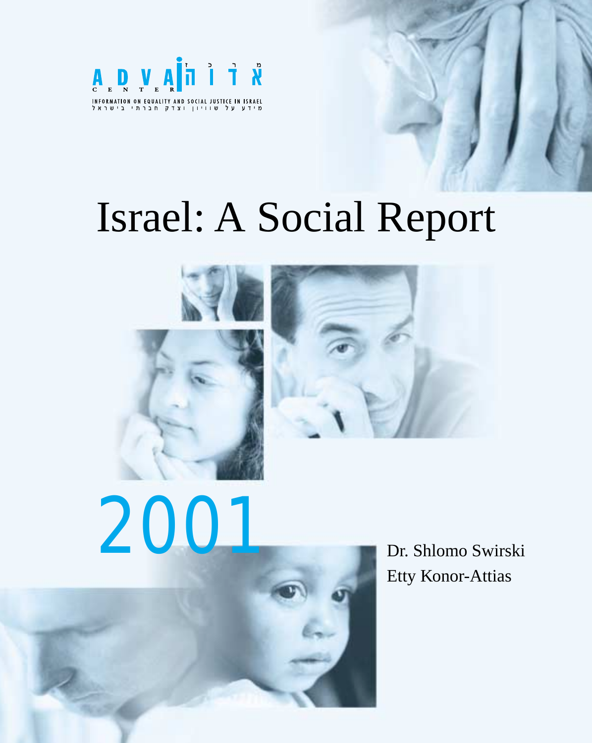ADVA CENTER

אדוה מרכז

INFORMATION ON EQUALITY AND SOCIAL JUSTICE IN ISRAEL

מידע על שוויון וצדק חברתי בישראל

# Israel: A Social Report

2001

Dr. Shlomo Swirski

Etty Konor-Attias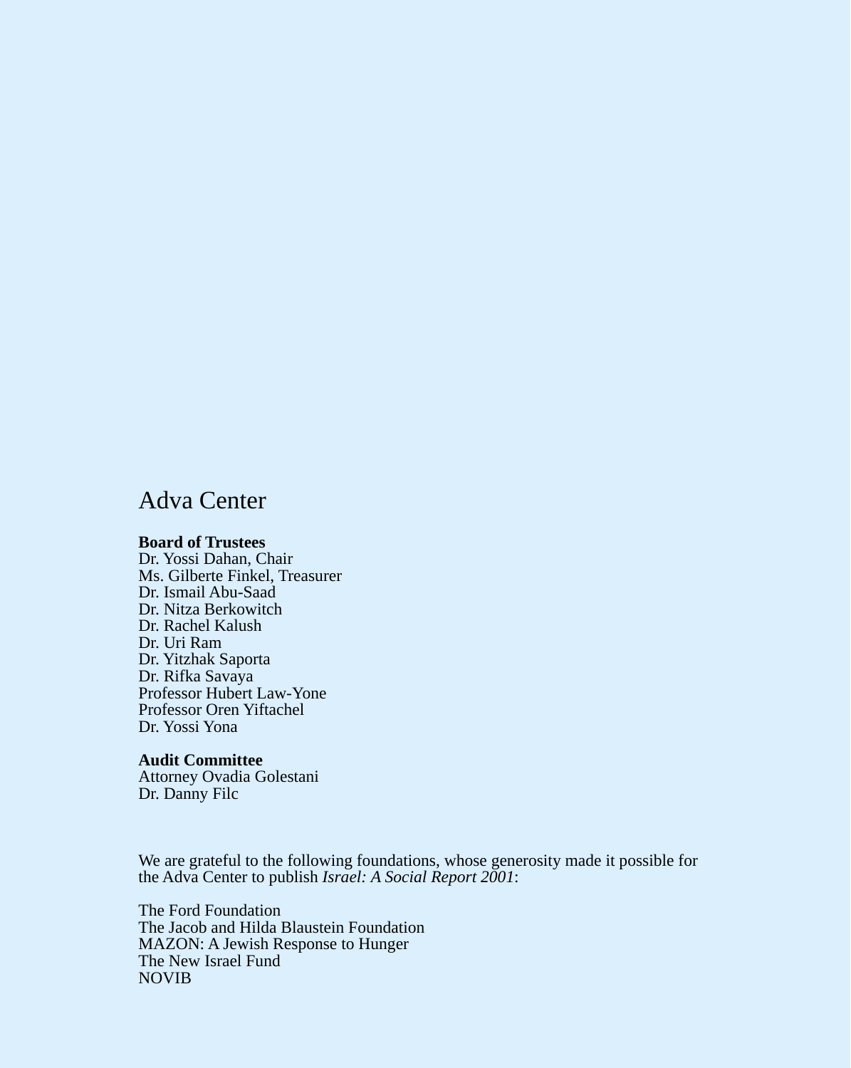# Adva Center

**Board of Trustees**
Dr. Yossi Dahan, Chair
Ms. Gilberte Finkel, Treasurer
Dr. Ismail Abu-Saad
Dr. Nitza Berkowitch
Dr. Rachel Kalush
Dr. Uri Ram
Dr. Yitzhak Saporta
Dr. Rifka Savaya
Professor Hubert Law-Yone
Professor Oren Yiftachel
Dr. Yossi Yona

**Audit Committee**
Attorney Ovadia Golestani
Dr. Danny Filc

We are grateful to the following foundations, whose generosity made it possible for the Adva Center to publish *Israel: A Social Report 2001*:

The Ford Foundation
The Jacob and Hilda Blaustein Foundation
MAZON: A Jewish Response to Hunger
The New Israel Fund
NOVIB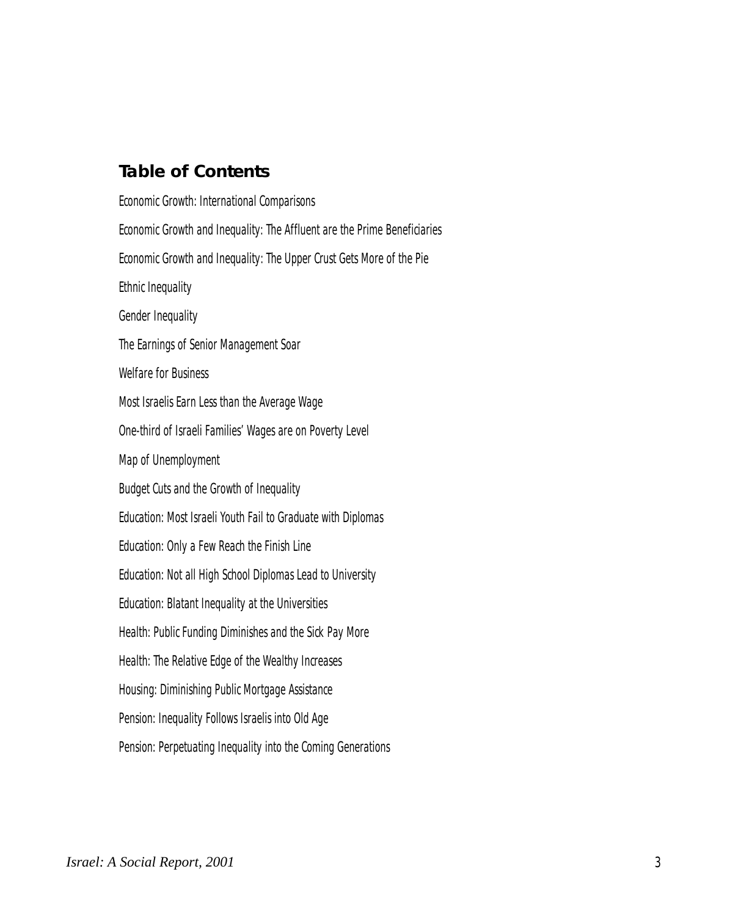## Table of Contents

Economic Growth: International Comparisons

Economic Growth and Inequality: The Affluent are the Prime Beneficiaries

Economic Growth and Inequality: The Upper Crust Gets More of the Pie

Ethnic Inequality

Gender Inequality

The Earnings of Senior Management Soar

Welfare for Business

Most Israelis Earn Less than the Average Wage

One-third of Israeli Families' Wages are on Poverty Level

Map of Unemployment

Budget Cuts and the Growth of Inequality

Education: Most Israeli Youth Fail to Graduate with Diplomas

Education: Only a Few Reach the Finish Line

Education: Not all High School Diplomas Lead to University

Education: Blatant Inequality at the Universities

Health: Public Funding Diminishes and the Sick Pay More

Health: The Relative Edge of the Wealthy Increases

Housing: Diminishing Public Mortgage Assistance

Pension: Inequality Follows Israelis into Old Age

Pension: Perpetuating Inequality into the Coming Generations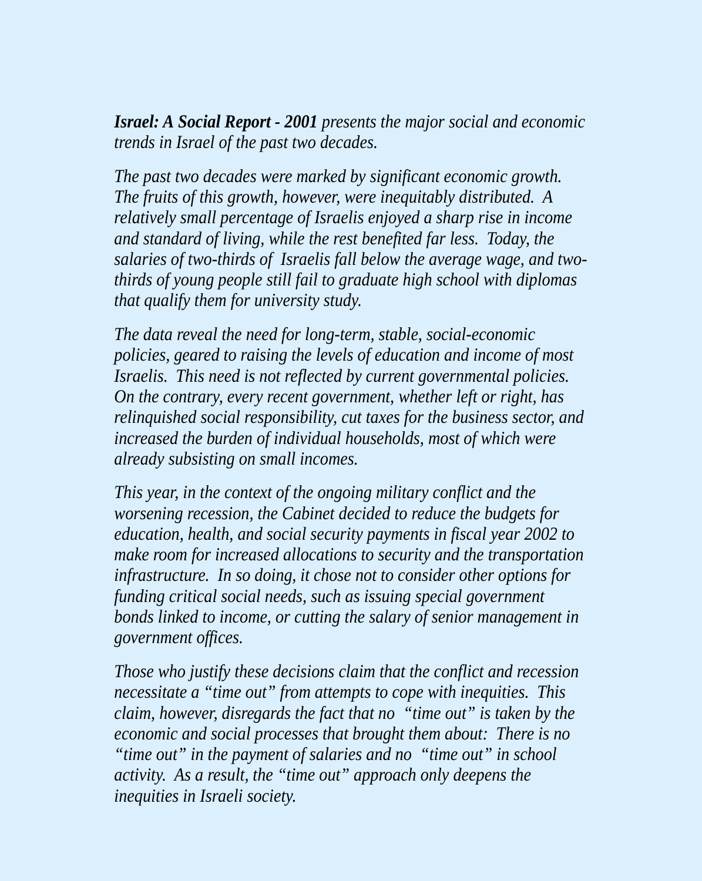***Israel: A Social Report - 2001*** *presents the major social and economic trends in Israel of the past two decades.*

*The past two decades were marked by significant economic growth. The fruits of this growth, however, were inequitably distributed. A relatively small percentage of Israelis enjoyed a sharp rise in income and standard of living, while the rest benefited far less. Today, the salaries of two-thirds of Israelis fall below the average wage, and two-thirds of young people still fail to graduate high school with diplomas that qualify them for university study.*

*The data reveal the need for long-term, stable, social-economic policies, geared to raising the levels of education and income of most Israelis. This need is not reflected by current governmental policies. On the contrary, every recent government, whether left or right, has relinquished social responsibility, cut taxes for the business sector, and increased the burden of individual households, most of which were already subsisting on small incomes.*

*This year, in the context of the ongoing military conflict and the worsening recession, the Cabinet decided to reduce the budgets for education, health, and social security payments in fiscal year 2002 to make room for increased allocations to security and the transportation infrastructure. In so doing, it chose not to consider other options for funding critical social needs, such as issuing special government bonds linked to income, or cutting the salary of senior management in government offices.*

*Those who justify these decisions claim that the conflict and recession necessitate a "time out" from attempts to cope with inequities. This claim, however, disregards the fact that no "time out" is taken by the economic and social processes that brought them about: There is no "time out" in the payment of salaries and no "time out" in school activity. As a result, the "time out" approach only deepens the inequities in Israeli society.*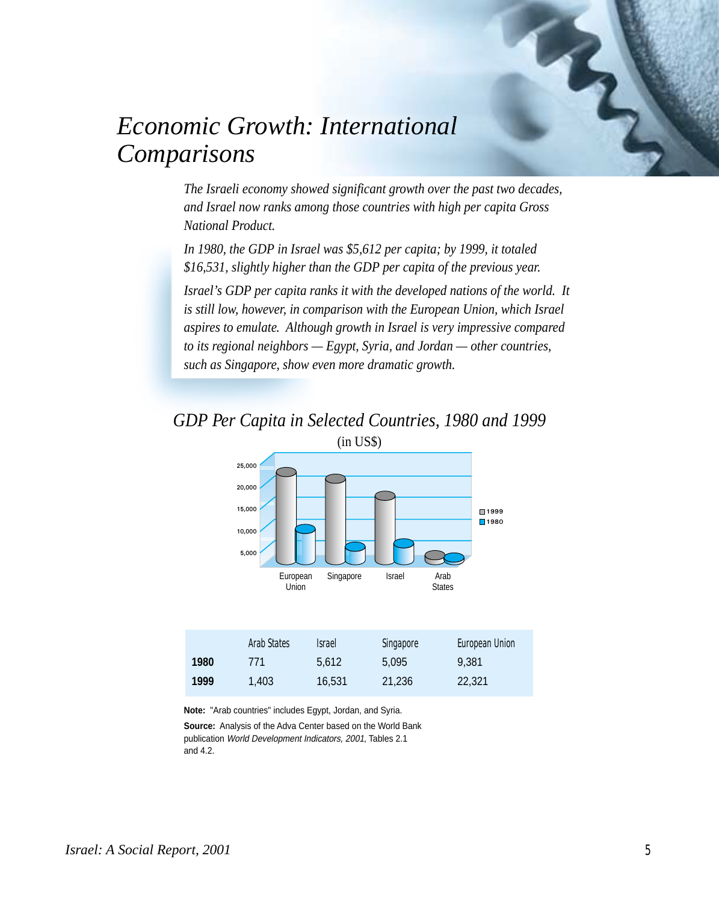# *Economic Growth: International Comparisons*

*The Israeli economy showed significant growth over the past two decades, and Israel now ranks among those countries with high per capita Gross National Product.*

*In 1980, the GDP in Israel was $5,612 per capita; by 1999, it totaled $16,531, slightly higher than the GDP per capita of the previous year.*

*Israel's GDP per capita ranks it with the developed nations of the world. It is still low, however, in comparison with the European Union, which Israel aspires to emulate. Although growth in Israel is very impressive compared to its regional neighbors — Egypt, Syria, and Jordan — other countries, such as Singapore, show even more dramatic growth.*

## *GDP Per Capita in Selected Countries, 1980 and 1999*

(in US$)

|  | Arab States | Israel | Singapore | European Union |
|---|---|---|---|---|
| **1980** | 771 | 5,612 | 5,095 | 9,381 |
| **1999** | 1,403 | 16,531 | 21,236 | 22,321 |

**Note:** "Arab countries" includes Egypt, Jordan, and Syria.

**Source:** Analysis of the Adva Center based on the World Bank publication *World Development Indicators, 2001*, Tables 2.1 and 4.2.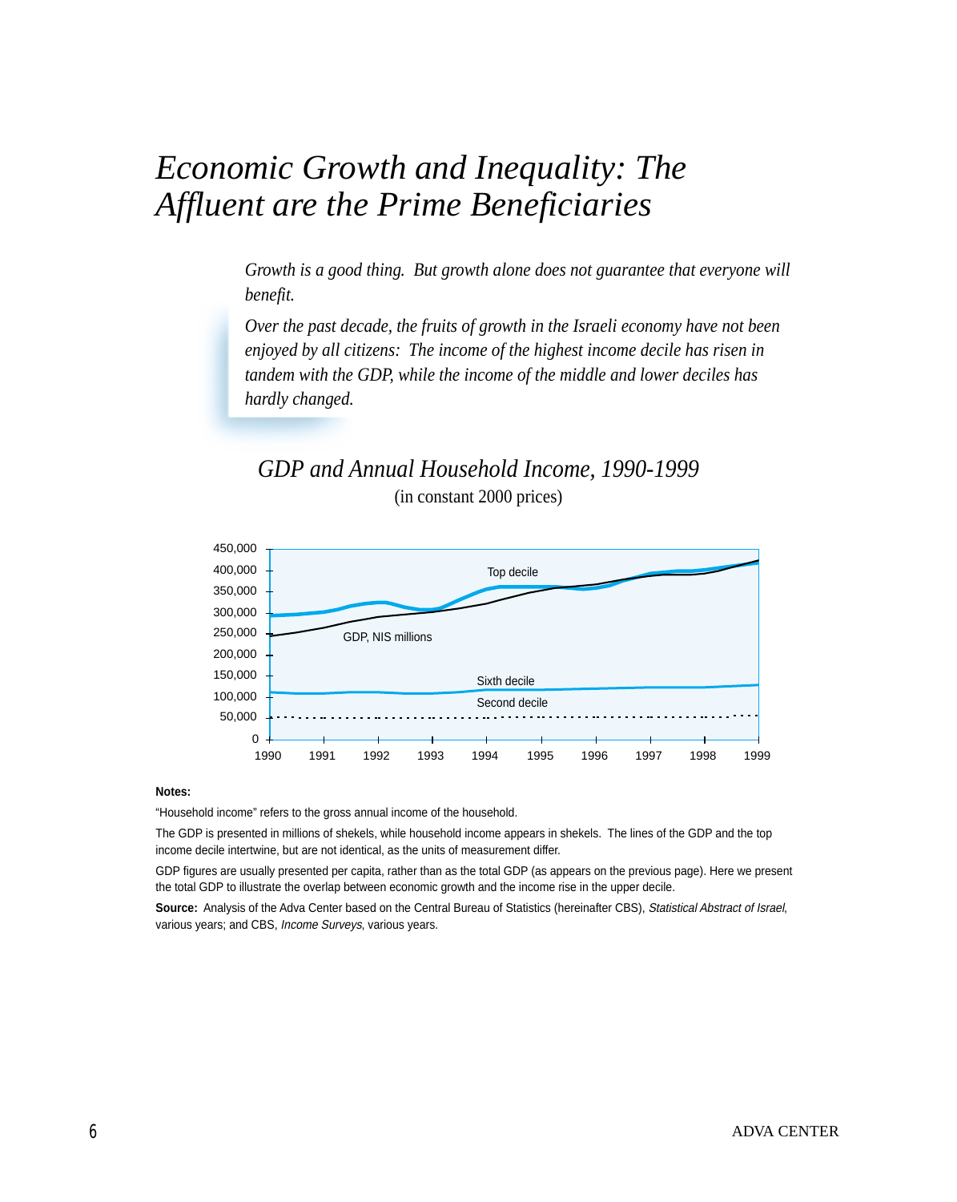# *Economic Growth and Inequality: The Affluent are the Prime Beneficiaries*

*Growth is a good thing. But growth alone does not guarantee that everyone will benefit.*

*Over the past decade, the fruits of growth in the Israeli economy have not been enjoyed by all citizens: The income of the highest income decile has risen in tandem with the GDP, while the income of the middle and lower deciles has hardly changed.*

## *GDP and Annual Household Income, 1990-1999*

(in constant 2000 prices)

**Notes:**

"Household income" refers to the gross annual income of the household.

The GDP is presented in millions of shekels, while household income appears in shekels. The lines of the GDP and the top income decile intertwine, but are not identical, as the units of measurement differ.

GDP figures are usually presented per capita, rather than as the total GDP (as appears on the previous page). Here we present the total GDP to illustrate the overlap between economic growth and the income rise in the upper decile.

**Source:** Analysis of the Adva Center based on the Central Bureau of Statistics (hereinafter CBS), *Statistical Abstract of Israel*, various years; and CBS, *Income Surveys*, various years.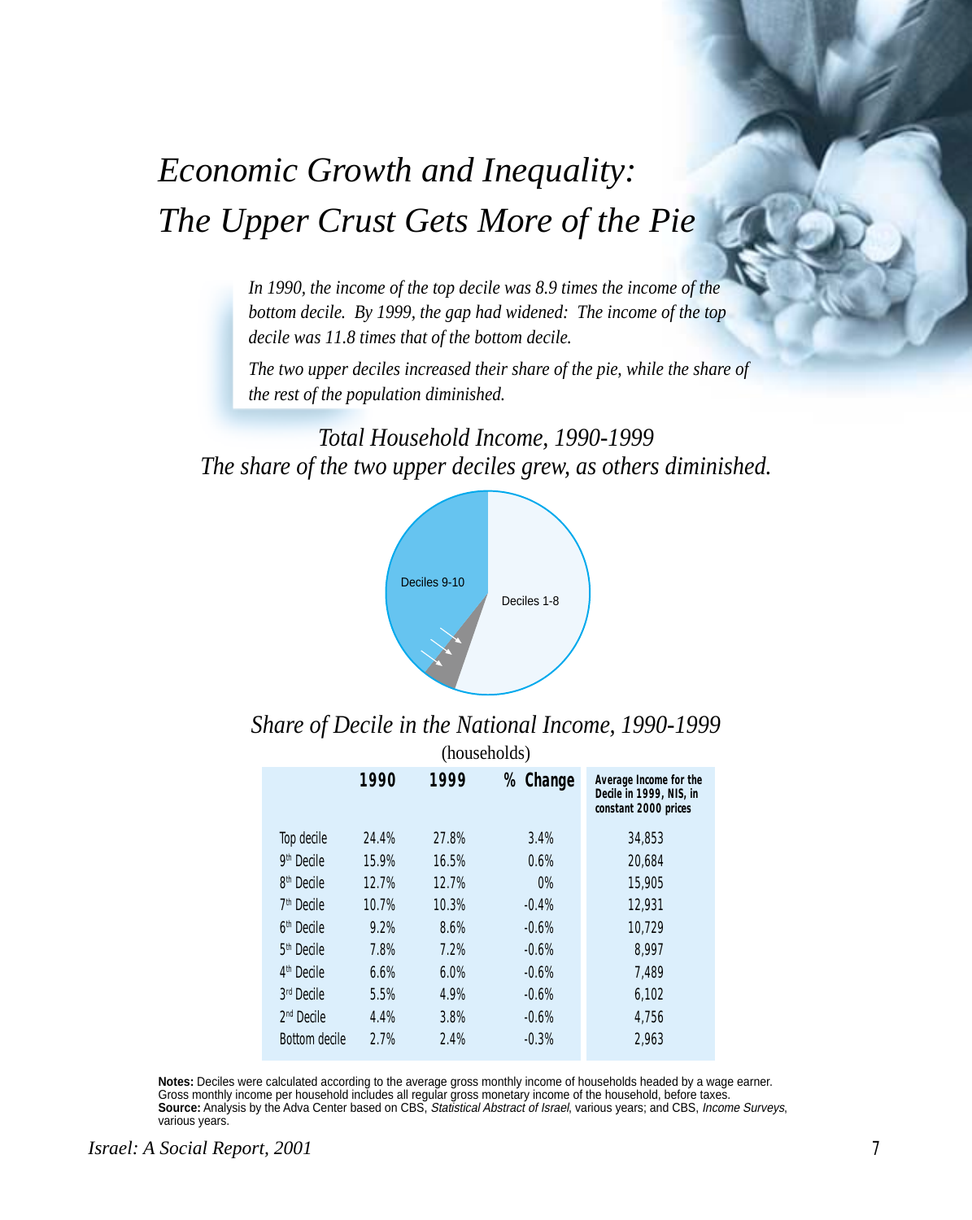# *Economic Growth and Inequality: The Upper Crust Gets More of the Pie*

*In 1990, the income of the top decile was 8.9 times the income of the bottom decile. By 1999, the gap had widened: The income of the top decile was 11.8 times that of the bottom decile.*

*The two upper deciles increased their share of the pie, while the share of the rest of the population diminished.*

## *Total Household Income, 1990-1999*
## *The share of the two upper deciles grew, as others diminished.*

Deciles 9-10

Deciles 1-8

## *Share of Decile in the National Income, 1990-1999*

(households)

| | 1990 | 1999 | % Change | Average Income for the Decile in 1999, NIS, in constant 2000 prices |
|---|---|---|---|---|
| Top decile | 24.4% | 27.8% | 3.4% | 34,853 |
| 9th Decile | 15.9% | 16.5% | 0.6% | 20,684 |
| 8th Decile | 12.7% | 12.7% | 0% | 15,905 |
| 7th Decile | 10.7% | 10.3% | -0.4% | 12,931 |
| 6th Decile | 9.2% | 8.6% | -0.6% | 10,729 |
| 5th Decile | 7.8% | 7.2% | -0.6% | 8,997 |
| 4th Decile | 6.6% | 6.0% | -0.6% | 7,489 |
| 3rd Decile | 5.5% | 4.9% | -0.6% | 6,102 |
| 2nd Decile | 4.4% | 3.8% | -0.6% | 4,756 |
| Bottom decile | 2.7% | 2.4% | -0.3% | 2,963 |

**Notes:** Deciles were calculated according to the average gross monthly income of households headed by a wage earner. Gross monthly income per household includes all regular gross monetary income of the household, before taxes.
**Source:** Analysis by the Adva Center based on CBS, *Statistical Abstract of Israel*, various years; and CBS, *Income Surveys*, various years.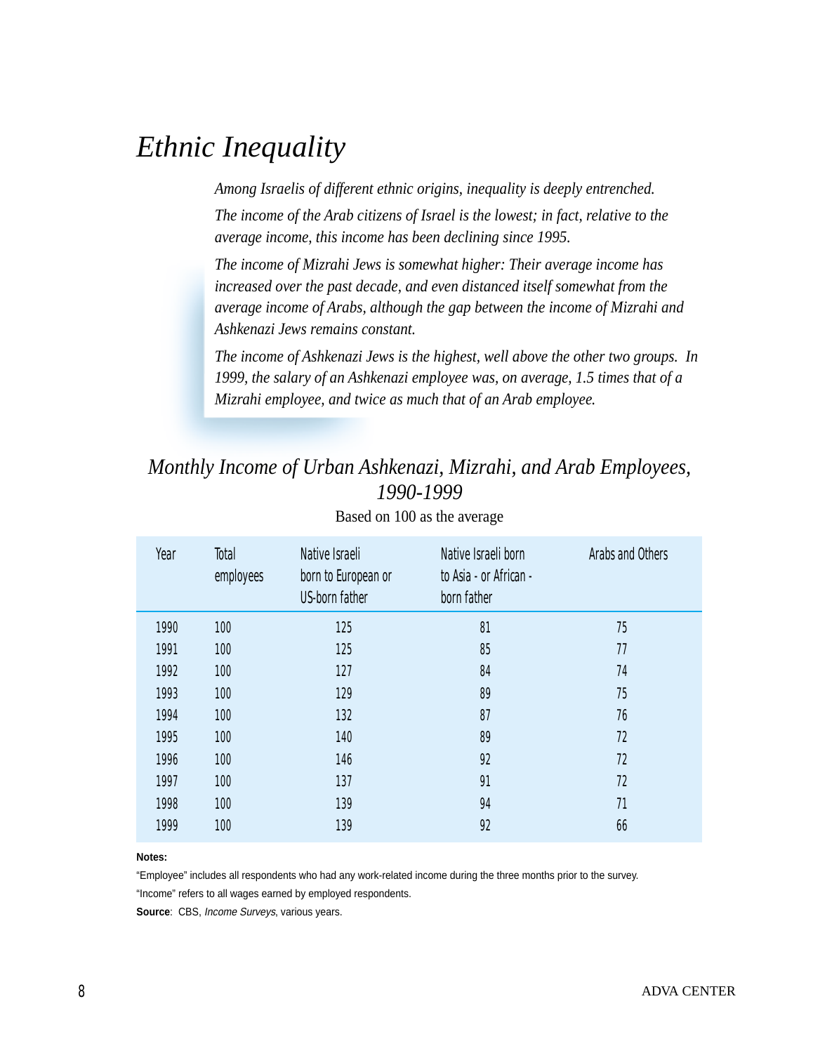# *Ethnic Inequality*

*Among Israelis of different ethnic origins, inequality is deeply entrenched.*

*The income of the Arab citizens of Israel is the lowest; in fact, relative to the average income, this income has been declining since 1995.*

*The income of Mizrahi Jews is somewhat higher: Their average income has increased over the past decade, and even distanced itself somewhat from the average income of Arabs, although the gap between the income of Mizrahi and Ashkenazi Jews remains constant.*

*The income of Ashkenazi Jews is the highest, well above the other two groups. In 1999, the salary of an Ashkenazi employee was, on average, 1.5 times that of a Mizrahi employee, and twice as much that of an Arab employee.*

## *Monthly Income of Urban Ashkenazi, Mizrahi, and Arab Employees, 1990-1999*

Based on 100 as the average

| Year | Total employees | Native Israeli born to European or US-born father | Native Israeli born to Asia - or African - born father | Arabs and Others |
|---|---|---|---|---|
| 1990 | 100 | 125 | 81 | 75 |
| 1991 | 100 | 125 | 85 | 77 |
| 1992 | 100 | 127 | 84 | 74 |
| 1993 | 100 | 129 | 89 | 75 |
| 1994 | 100 | 132 | 87 | 76 |
| 1995 | 100 | 140 | 89 | 72 |
| 1996 | 100 | 146 | 92 | 72 |
| 1997 | 100 | 137 | 91 | 72 |
| 1998 | 100 | 139 | 94 | 71 |
| 1999 | 100 | 139 | 92 | 66 |

**Notes:**

"Employee" includes all respondents who had any work-related income during the three months prior to the survey.

"Income" refers to all wages earned by employed respondents.

**Source**: CBS, *Income Surveys*, various years.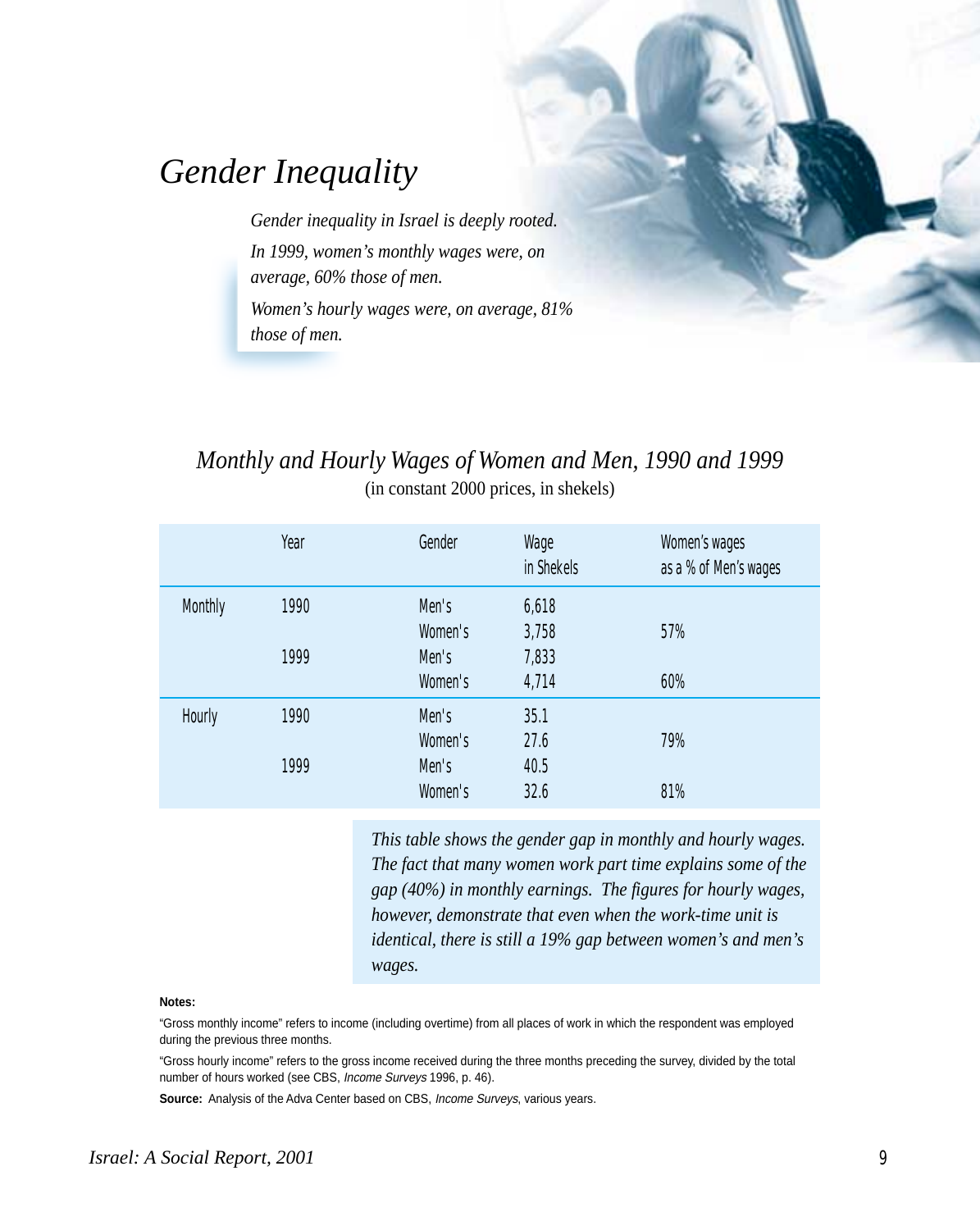# *Gender Inequality*

*Gender inequality in Israel is deeply rooted.*

*In 1999, women's monthly wages were, on average, 60% those of men.*

*Women's hourly wages were, on average, 81% those of men.*

## *Monthly and Hourly Wages of Women and Men, 1990 and 1999*

(in constant 2000 prices, in shekels)

| | Year | Gender | Wage in Shekels | Women's wages as a % of Men's wages |
|---|---|---|---|---|
| Monthly | 1990 | Men's | 6,618 | |
| | | Women's | 3,758 | 57% |
| | 1999 | Men's | 7,833 | |
| | | Women's | 4,714 | 60% |
| Hourly | 1990 | Men's | 35.1 | |
| | | Women's | 27.6 | 79% |
| | 1999 | Men's | 40.5 | |
| | | Women's | 32.6 | 81% |

*This table shows the gender gap in monthly and hourly wages. The fact that many women work part time explains some of the gap (40%) in monthly earnings. The figures for hourly wages, however, demonstrate that even when the work-time unit is identical, there is still a 19% gap between women's and men's wages.*

**Notes:**

"Gross monthly income" refers to income (including overtime) from all places of work in which the respondent was employed during the previous three months.

"Gross hourly income" refers to the gross income received during the three months preceding the survey, divided by the total number of hours worked (see CBS, *Income Surveys* 1996, p. 46).

**Source:** Analysis of the Adva Center based on CBS, *Income Surveys*, various years.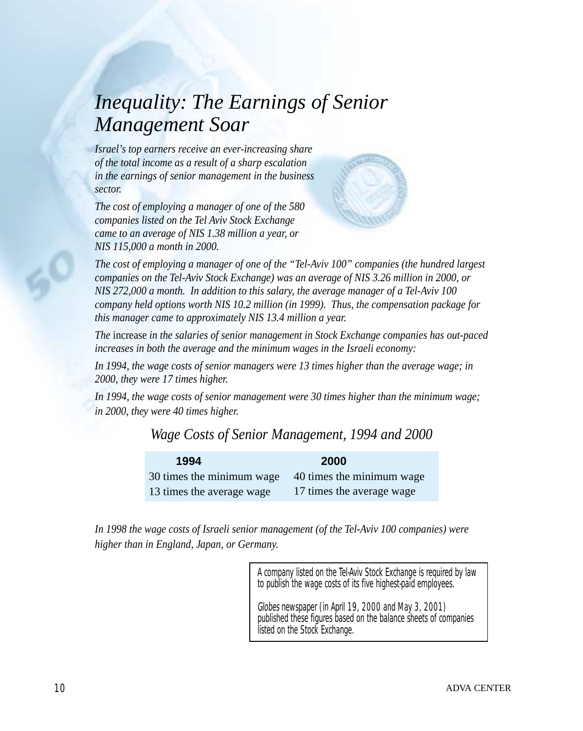# *Inequality: The Earnings of Senior Management Soar*

*Israel's top earners receive an ever-increasing share of the total income as a result of a sharp escalation in the earnings of senior management in the business sector.*

*The cost of employing a manager of one of the 580 companies listed on the Tel Aviv Stock Exchange came to an average of NIS 1.38 million a year, or NIS 115,000 a month in 2000.*

*The cost of employing a manager of one of the "Tel-Aviv 100" companies (the hundred largest companies on the Tel-Aviv Stock Exchange) was an average of NIS 3.26 million in 2000, or NIS 272,000 a month. In addition to this salary, the average manager of a Tel-Aviv 100 company held options worth NIS 10.2 million (in 1999). Thus, the compensation package for this manager came to approximately NIS 13.4 million a year.*

*The* increase *in the salaries of senior management in Stock Exchange companies has out-paced increases in both the average and the minimum wages in the Israeli economy:*

*In 1994, the wage costs of senior managers were 13 times higher than the average wage; in 2000, they were 17 times higher.*

*In 1994, the wage costs of senior management were 30 times higher than the minimum wage; in 2000, they were 40 times higher.*

*Wage Costs of Senior Management, 1994 and 2000*

| 1994 | 2000 |
|---|---|
| 30 times the minimum wage | 40 times the minimum wage |
| 13 times the average wage | 17 times the average wage |

*In 1998 the wage costs of Israeli senior management (of the Tel-Aviv 100 companies) were higher than in England, Japan, or Germany.*

A company listed on the Tel-Aviv Stock Exchange is required by law to publish the wage costs of its five highest-paid employees.

*Globes* newspaper (in April 19, 2000 and May 3, 2001) published these figures based on the balance sheets of companies listed on the Stock Exchange.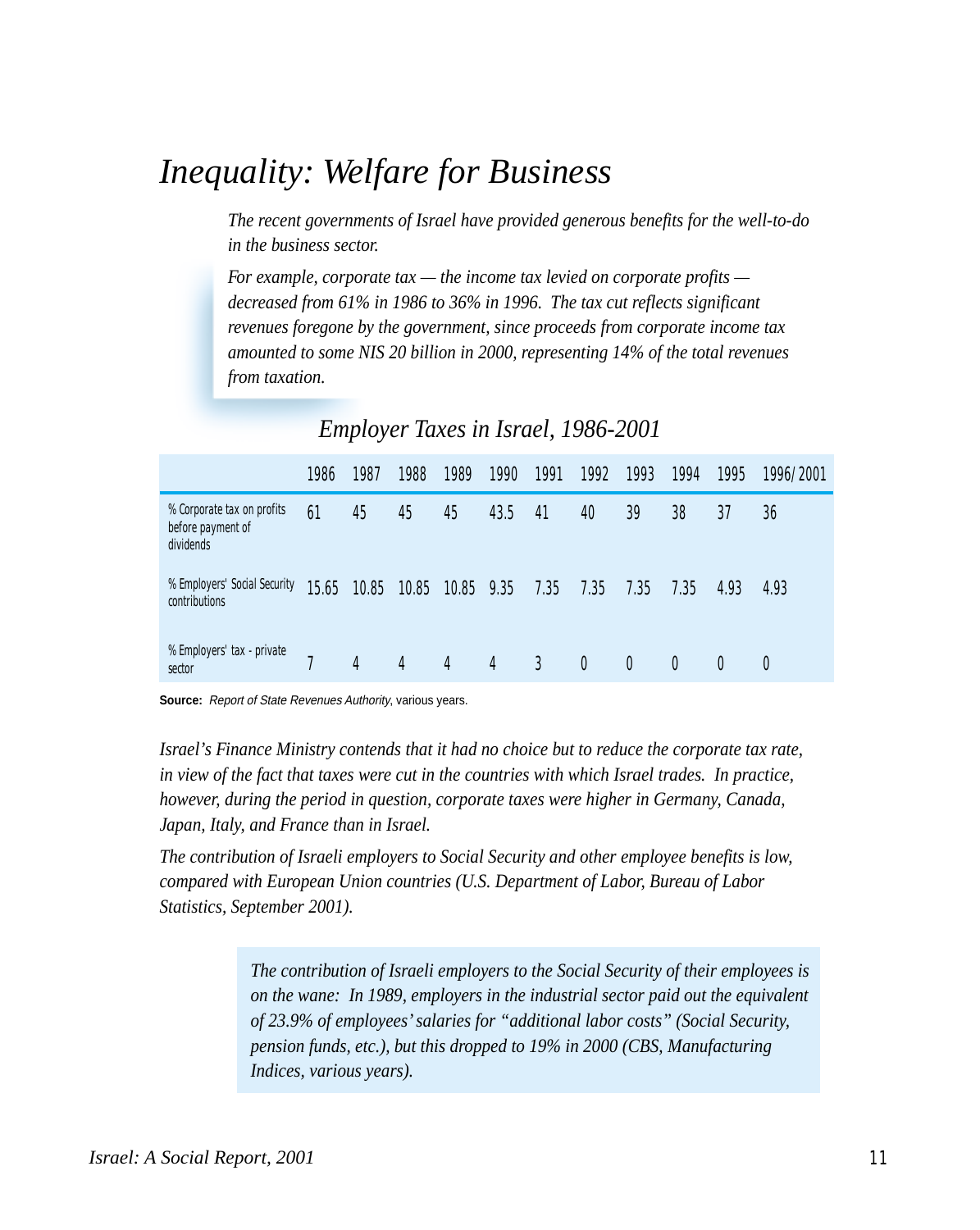# *Inequality: Welfare for Business*

*The recent governments of Israel have provided generous benefits for the well-to-do in the business sector.*

*For example, corporate tax — the income tax levied on corporate profits — decreased from 61% in 1986 to 36% in 1996. The tax cut reflects significant revenues foregone by the government, since proceeds from corporate income tax amounted to some NIS 20 billion in 2000, representing 14% of the total revenues from taxation.*

## *Employer Taxes in Israel, 1986-2001*

| | 1986 | 1987 | 1988 | 1989 | 1990 | 1991 | 1992 | 1993 | 1994 | 1995 | 1996/2001 |
|---|---|---|---|---|---|---|---|---|---|---|---|
| % Corporate tax on profits before payment of dividends | 61 | 45 | 45 | 45 | 43.5 | 41 | 40 | 39 | 38 | 37 | 36 |
| % Employers' Social Security contributions | 15.65 | 10.85 | 10.85 | 10.85 | 9.35 | 7.35 | 7.35 | 7.35 | 7.35 | 4.93 | 4.93 |
| % Employers' tax - private sector | 7 | 4 | 4 | 4 | 4 | 3 | 0 | 0 | 0 | 0 | 0 |

**Source:** *Report of State Revenues Authority*, various years.

*Israel's Finance Ministry contends that it had no choice but to reduce the corporate tax rate, in view of the fact that taxes were cut in the countries with which Israel trades. In practice, however, during the period in question, corporate taxes were higher in Germany, Canada, Japan, Italy, and France than in Israel.*

*The contribution of Israeli employers to Social Security and other employee benefits is low, compared with European Union countries (U.S. Department of Labor, Bureau of Labor Statistics, September 2001).*

*The contribution of Israeli employers to the Social Security of their employees is on the wane: In 1989, employers in the industrial sector paid out the equivalent of 23.9% of employees' salaries for "additional labor costs" (Social Security, pension funds, etc.), but this dropped to 19% in 2000 (CBS, Manufacturing Indices, various years).*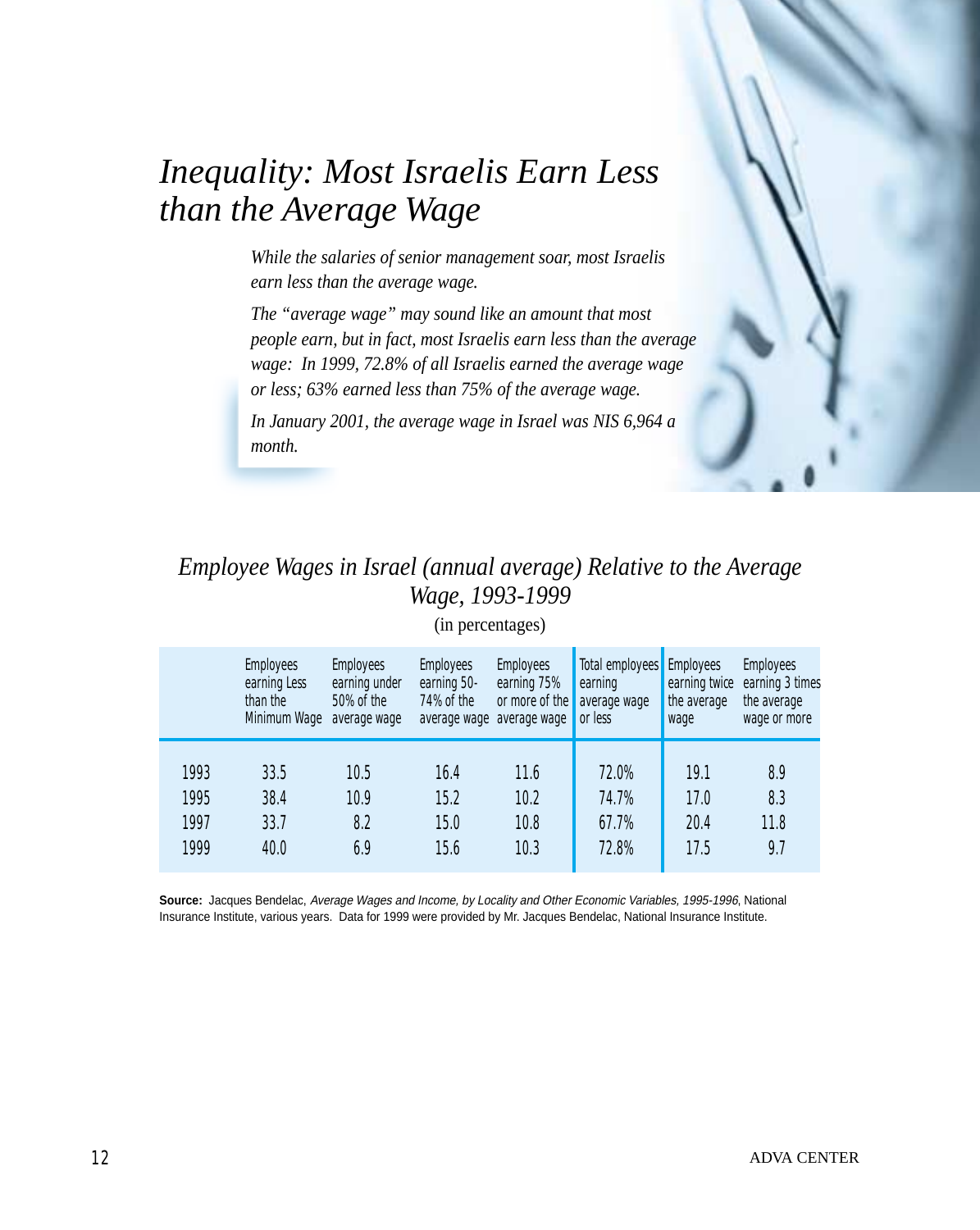# *Inequality: Most Israelis Earn Less than the Average Wage*

*While the salaries of senior management soar, most Israelis earn less than the average wage.*

*The "average wage" may sound like an amount that most people earn, but in fact, most Israelis earn less than the average wage: In 1999, 72.8% of all Israelis earned the average wage or less; 63% earned less than 75% of the average wage.*

*In January 2001, the average wage in Israel was NIS 6,964 a month.*

## *Employee Wages in Israel (annual average) Relative to the Average Wage, 1993-1999*

(in percentages)

| | Employees earning Less than the Minimum Wage | Employees earning under 50% of the average wage | Employees earning 50-74% of the average wage | Employees earning 75% or more of the average wage | Total employees earning average wage or less | Employees earning twice the average wage | Employees earning 3 times the average wage or more |
|---|---|---|---|---|---|---|---|
| 1993 | 33.5 | 10.5 | 16.4 | 11.6 | 72.0% | 19.1 | 8.9 |
| 1995 | 38.4 | 10.9 | 15.2 | 10.2 | 74.7% | 17.0 | 8.3 |
| 1997 | 33.7 | 8.2 | 15.0 | 10.8 | 67.7% | 20.4 | 11.8 |
| 1999 | 40.0 | 6.9 | 15.6 | 10.3 | 72.8% | 17.5 | 9.7 |

**Source:** Jacques Bendelac, *Average Wages and Income, by Locality and Other Economic Variables, 1995-1996*, National Insurance Institute, various years. Data for 1999 were provided by Mr. Jacques Bendelac, National Insurance Institute.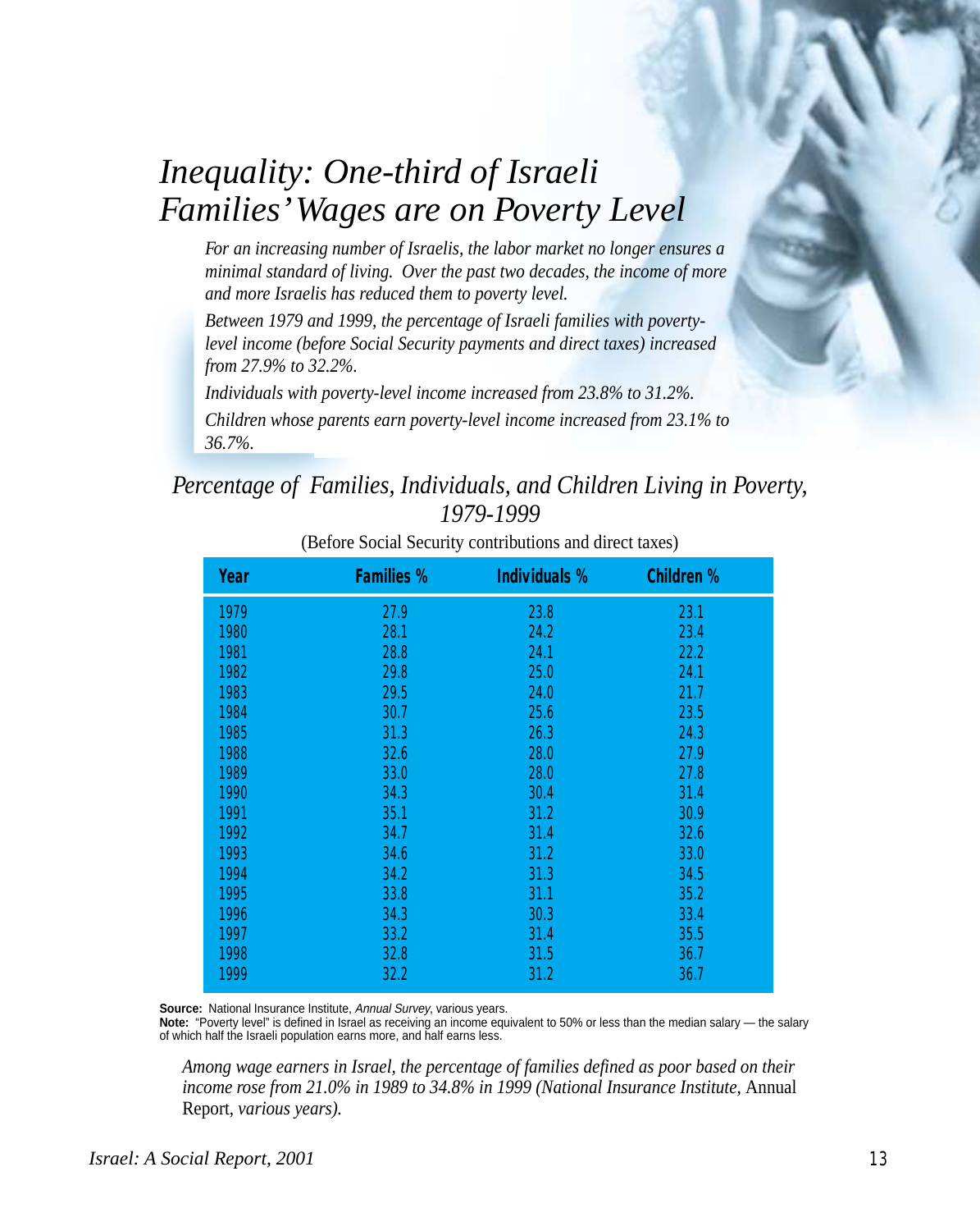# *Inequality: One-third of Israeli Families' Wages are on Poverty Level*

*For an increasing number of Israelis, the labor market no longer ensures a minimal standard of living. Over the past two decades, the income of more and more Israelis has reduced them to poverty level.*

*Between 1979 and 1999, the percentage of Israeli families with poverty-level income (before Social Security payments and direct taxes) increased from 27.9% to 32.2%.*

*Individuals with poverty-level income increased from 23.8% to 31.2%.*

*Children whose parents earn poverty-level income increased from 23.1% to 36.7%.*

## *Percentage of Families, Individuals, and Children Living in Poverty, 1979-1999*

(Before Social Security contributions and direct taxes)

| Year | Families % | Individuals % | Children % |
|---|---|---|---|
| 1979 | 27.9 | 23.8 | 23.1 |
| 1980 | 28.1 | 24.2 | 23.4 |
| 1981 | 28.8 | 24.1 | 22.2 |
| 1982 | 29.8 | 25.0 | 24.1 |
| 1983 | 29.5 | 24.0 | 21.7 |
| 1984 | 30.7 | 25.6 | 23.5 |
| 1985 | 31.3 | 26.3 | 24.3 |
| 1988 | 32.6 | 28.0 | 27.9 |
| 1989 | 33.0 | 28.0 | 27.8 |
| 1990 | 34.3 | 30.4 | 31.4 |
| 1991 | 35.1 | 31.2 | 30.9 |
| 1992 | 34.7 | 31.4 | 32.6 |
| 1993 | 34.6 | 31.2 | 33.0 |
| 1994 | 34.2 | 31.3 | 34.5 |
| 1995 | 33.8 | 31.1 | 35.2 |
| 1996 | 34.3 | 30.3 | 33.4 |
| 1997 | 33.2 | 31.4 | 35.5 |
| 1998 | 32.8 | 31.5 | 36.7 |
| 1999 | 32.2 | 31.2 | 36.7 |

**Source:** National Insurance Institute, *Annual Survey*, various years.
**Note:** "Poverty level" is defined in Israel as receiving an income equivalent to 50% or less than the median salary — the salary of which half the Israeli population earns more, and half earns less.

*Among wage earners in Israel, the percentage of families defined as poor based on their income rose from 21.0% in 1989 to 34.8% in 1999 (National Insurance Institute,* Annual Report, *various years).*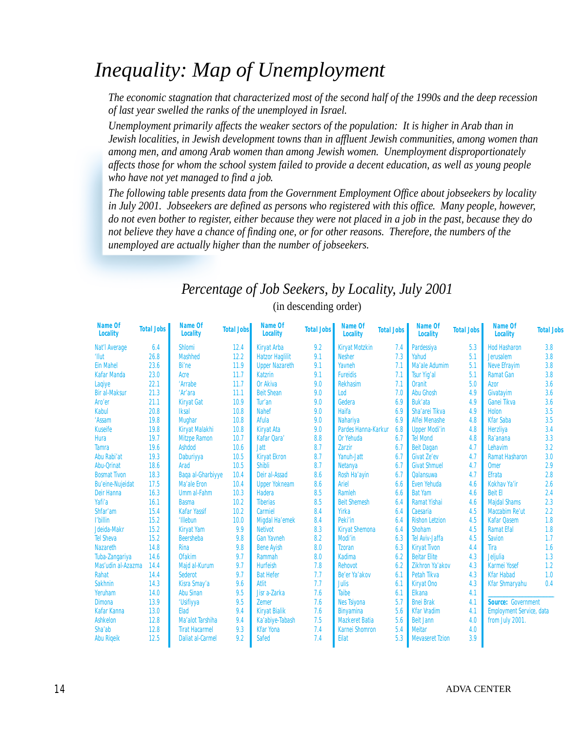# Inequality: Map of Unemployment

*The economic stagnation that characterized most of the second half of the 1990s and the deep recession of last year swelled the ranks of the unemployed in Israel.*

*Unemployment primarily affects the weaker sectors of the population: It is higher in Arab than in Jewish localities, in Jewish development towns than in affluent Jewish communities, among women than among men, and among Arab women than among Jewish women. Unemployment disproportionately affects those for whom the school system failed to provide a decent education, as well as young people who have not yet managed to find a job.*

*The following table presents data from the Government Employment Office about jobseekers by locality in July 2001. Jobseekers are defined as persons who registered with this office. Many people, however, do not even bother to register, either because they were not placed in a job in the past, because they do not believe they have a chance of finding one, or for other reasons. Therefore, the numbers of the unemployed are actually higher than the number of jobseekers.*

## *Percentage of Job Seekers, by Locality, July 2001*

(in descending order)

| Name Of Locality | Total Jobs | Name Of Locality | Total Jobs | Name Of Locality | Total Jobs | Name Of Locality | Total Jobs | Name Of Locality | Total Jobs | Name Of Locality | Total Jobs |
|---|---|---|---|---|---|---|---|---|---|---|---|
| Nat'l Average | 6.4 | Shlomi | 12.4 | Kiryat Arba | 9.2 | Kiryat Motzkin | 7.4 | Pardessiya | 5.3 | Hod Hasharon | 3.8 |
| 'Ilut | 26.8 | Mashhed | 12.2 | Hatzor Haglilit | 9.1 | Nesher | 7.3 | Yahud | 5.1 | Jerusalem | 3.8 |
| Ein Mahel | 23.6 | Bi'ne | 11.9 | Upper Nazareth | 9.1 | Yavneh | 7.1 | Ma'ale Adumim | 5.1 | Neve Efrayim | 3.8 |
| Kafar Manda | 23.0 | Acre | 11.7 | Katzrin | 9.1 | Fureidis | 7.1 | Tsur Yig'al | 5.1 | Ramat Gan | 3.8 |
| Laqiye | 22.1 | 'Arrabe | 11.7 | Or Akiva | 9.0 | Rekhasim | 7.1 | Oranit | 5.0 | Azor | 3.6 |
| Bir al-Maksur | 21.3 | 'Ar'ara | 11.1 | Beit Shean | 9.0 | Lod | 7.0 | Abu Ghosh | 4.9 | Givatayim | 3.6 |
| Aro'er | 21.1 | Kiryat Gat | 10.9 | Tur'an | 9.0 | Gedera | 6.9 | Buk'ata | 4.9 | Ganei Tikva | 3.6 |
| Kabul | 20.8 | Iksal | 10.8 | Nahef | 9.0 | Haifa | 6.9 | Sha'arei Tikva | 4.9 | Holon | 3.5 |
| 'Assam | 19.8 | Mughar | 10.8 | Afula | 9.0 | Nahariya | 6.9 | Alfei Menashe | 4.8 | Kfar Saba | 3.5 |
| Kuseife | 19.8 | Kiryat Malakhi | 10.8 | Kiryat Ata | 9.0 | Pardes Hanna-Karkur | 6.8 | Upper Modi'in | 4.8 | Herzliya | 3.4 |
| Hura | 19.7 | Mitzpe Ramon | 10.7 | Kafar Qara' | 8.8 | Or Yehuda | 6.7 | Tel Mond | 4.8 | Ra'anana | 3.3 |
| Tamra | 19.6 | Ashdod | 10.6 | Jatt | 8.7 | Zarzir | 6.7 | Beit Dagan | 4.7 | Lehavim | 3.2 |
| Abu Rabi'at | 19.3 | Daburiyya | 10.5 | Kiryat Ekron | 8.7 | Yanuh-Jatt | 6.7 | Givat Ze'ev | 4.7 | Ramat Hasharon | 3.0 |
| Abu-Qrinat | 18.6 | Arad | 10.5 | Shibli | 8.7 | Netanya | 6.7 | Givat Shmuel | 4.7 | Omer | 2.9 |
| Bosmat Tivon | 18.3 | Baqa al-Gharbiyye | 10.4 | Deir al-Assad | 8.6 | Rosh Ha'ayin | 6.7 | Qalansuwa | 4.7 | Efrata | 2.8 |
| Bu'eine-Nujeidat | 17.5 | Ma'ale Eron | 10.4 | Upper Yokneam | 8.6 | Ariel | 6.6 | Even Yehuda | 4.6 | Kokhav Ya'ir | 2.6 |
| Deir Hanna | 16.3 | Umm al-Fahm | 10.3 | Hadera | 8.5 | Ramleh | 6.6 | Bat Yam | 4.6 | Beit El | 2.4 |
| Yafi'a | 16.1 | Basma | 10.2 | Tiberias | 8.5 | Beit Shemesh | 6.4 | Ramat Yishai | 4.6 | Majdal Shams | 2.3 |
| Shfar'am | 15.4 | Kafar Yassif | 10.2 | Carmiel | 8.4 | Yirka | 6.4 | Caesaria | 4.5 | Maccabim Re'ut | 2.2 |
| I'billin | 15.2 | 'Illebun | 10.0 | Migdal Ha'emek | 8.4 | Peki'in | 6.4 | Rishon Letzion | 4.5 | Kafar Qasem | 1.8 |
| Jdeida-Makr | 15.2 | Kiryat Yam | 9.9 | Netivot | 8.3 | Kiryat Shemona | 6.4 | Shoham | 4.5 | Ramat Efal | 1.8 |
| Tel Sheva | 15.2 | Beersheba | 9.8 | Gan Yavneh | 8.2 | Modi'in | 6.3 | Tel Aviv-Jaffa | 4.5 | Savion | 1.7 |
| Nazareth | 14.8 | Rina | 9.8 | Bene Ayish | 8.0 | Tzoran | 6.3 | Kiryat Tivon | 4.4 | Tira | 1.6 |
| Tuba-Zangariya | 14.6 | Ofakim | 9.7 | Rammah | 8.0 | Kadima | 6.2 | Beitar Elite | 4.3 | Jeljulia | 1.3 |
| Mas'udin al-Azazma | 14.4 | Majd al-Kurum | 9.7 | Hurfeish | 7.8 | Rehovot | 6.2 | Zikhron Ya'akov | 4.3 | Karmei Yosef | 1.2 |
| Rahat | 14.4 | Sederot | 9.7 | Bat Hefer | 7.7 | Be'er Ya'akov | 6.1 | Petah Tikva | 4.3 | Kfar Habad | 1.0 |
| Sakhnin | 14.3 | Kisra Smay'a | 9.6 | Atlit | 7.7 | Julis | 6.1 | Kiryat Ono | 4.3 | Kfar Shmaryahu | 0.4 |
| Yeruham | 14.0 | Abu Sinan | 9.5 | Jisr a-Zarka | 7.6 | Taibe | 6.1 | Elkana | 4.1 | | |
| Dimona | 13.9 | 'Usifiyya | 9.5 | Zemer | 7.6 | Nes Tsiyona | 5.7 | Bnei Brak | 4.1 | | |
| Kafar Kanna | 13.0 | Elad | 9.4 | Kiryat Bialik | 7.6 | Binyamina | 5.6 | Kfar Vradim | 4.1 | | |
| Ashkelon | 12.8 | Ma'alot Tarshiha | 9.4 | Ka'abiye-Tabash | 7.5 | Mazkeret Batia | 5.6 | Beit Jann | 4.0 | | |
| Sha'ab | 12.8 | Tirat Hacarmel | 9.3 | Kfar Yona | 7.4 | Karnei Shomron | 5.4 | Meitar | 4.0 | | |
| Abu Riqeik | 12.5 | Daliat al-Carmel | 9.2 | Safed | 7.4 | Eilat | 5.3 | Mevaseret Tzion | 3.9 | | |

**Source:** Government Employment Service, data from July 2001.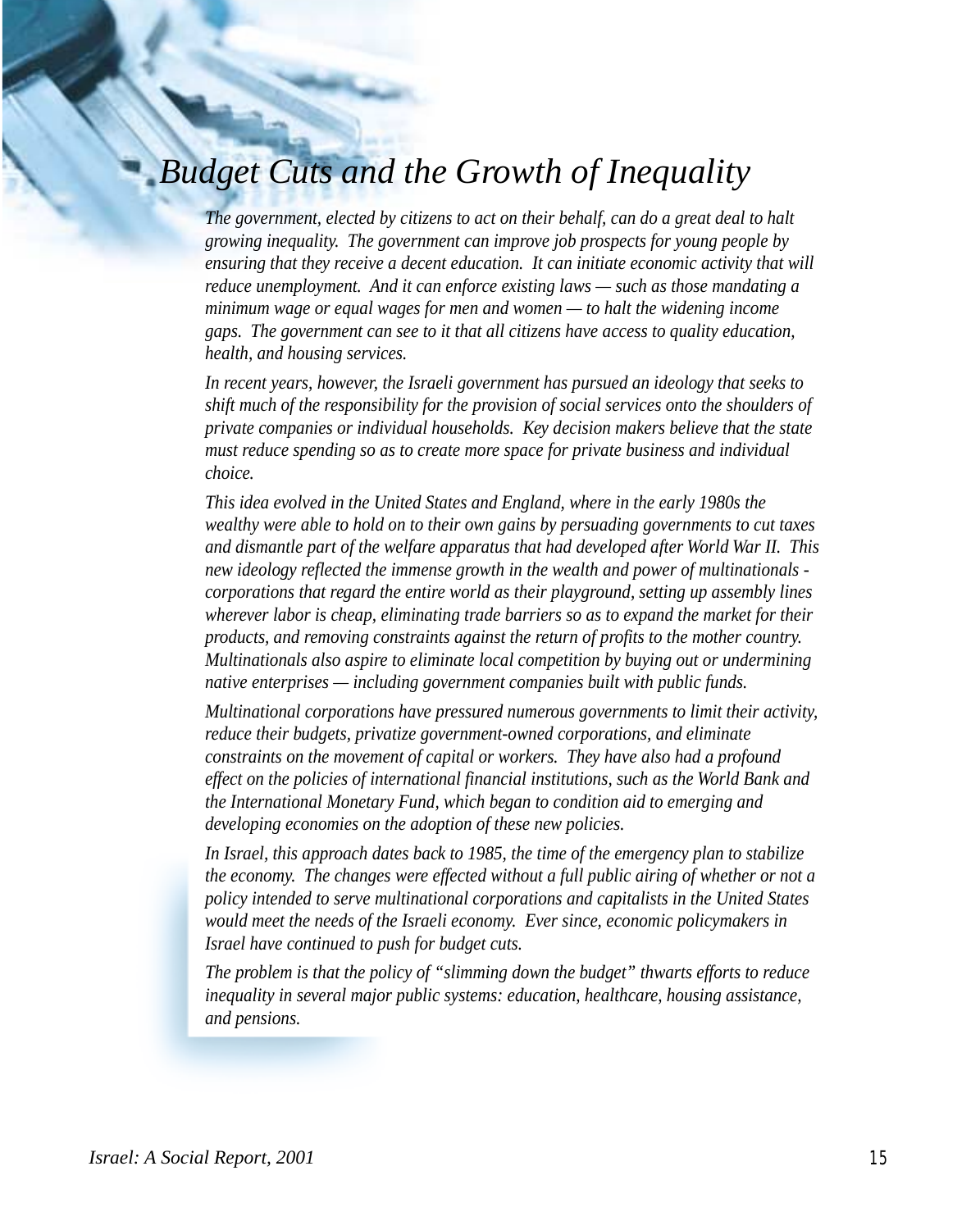# *Budget Cuts and the Growth of Inequality*

*The government, elected by citizens to act on their behalf, can do a great deal to halt growing inequality. The government can improve job prospects for young people by ensuring that they receive a decent education. It can initiate economic activity that will reduce unemployment. And it can enforce existing laws — such as those mandating a minimum wage or equal wages for men and women — to halt the widening income gaps. The government can see to it that all citizens have access to quality education, health, and housing services.*

*In recent years, however, the Israeli government has pursued an ideology that seeks to shift much of the responsibility for the provision of social services onto the shoulders of private companies or individual households. Key decision makers believe that the state must reduce spending so as to create more space for private business and individual choice.*

*This idea evolved in the United States and England, where in the early 1980s the wealthy were able to hold on to their own gains by persuading governments to cut taxes and dismantle part of the welfare apparatus that had developed after World War II. This new ideology reflected the immense growth in the wealth and power of multinationals - corporations that regard the entire world as their playground, setting up assembly lines wherever labor is cheap, eliminating trade barriers so as to expand the market for their products, and removing constraints against the return of profits to the mother country. Multinationals also aspire to eliminate local competition by buying out or undermining native enterprises — including government companies built with public funds.*

*Multinational corporations have pressured numerous governments to limit their activity, reduce their budgets, privatize government-owned corporations, and eliminate constraints on the movement of capital or workers. They have also had a profound effect on the policies of international financial institutions, such as the World Bank and the International Monetary Fund, which began to condition aid to emerging and developing economies on the adoption of these new policies.*

*In Israel, this approach dates back to 1985, the time of the emergency plan to stabilize the economy. The changes were effected without a full public airing of whether or not a policy intended to serve multinational corporations and capitalists in the United States would meet the needs of the Israeli economy. Ever since, economic policymakers in Israel have continued to push for budget cuts.*

*The problem is that the policy of "slimming down the budget" thwarts efforts to reduce inequality in several major public systems: education, healthcare, housing assistance, and pensions.*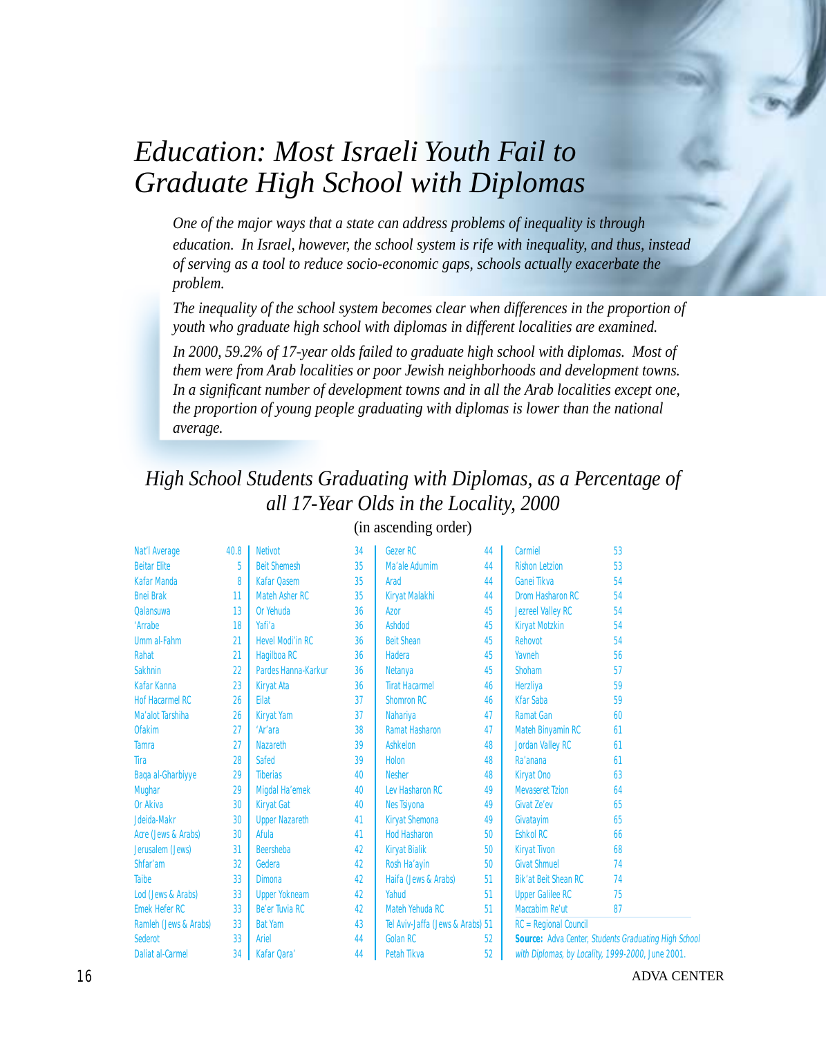# Education: Most Israeli Youth Fail to Graduate High School with Diplomas

*One of the major ways that a state can address problems of inequality is through education. In Israel, however, the school system is rife with inequality, and thus, instead of serving as a tool to reduce socio-economic gaps, schools actually exacerbate the problem.*

*The inequality of the school system becomes clear when differences in the proportion of youth who graduate high school with diplomas in different localities are examined.*

*In 2000, 59.2% of 17-year olds failed to graduate high school with diplomas. Most of them were from Arab localities or poor Jewish neighborhoods and development towns. In a significant number of development towns and in all the Arab localities except one, the proportion of young people graduating with diplomas is lower than the national average.*

## *High School Students Graduating with Diplomas, as a Percentage of all 17-Year Olds in the Locality, 2000*

(in ascending order)

| Locality | % |
|---|---|
| Nat'l Average | 40.8 |
| Beitar Elite | 5 |
| Kafar Manda | 8 |
| Bnei Brak | 11 |
| Qalansuwa | 13 |
| 'Arrabe | 18 |
| Umm al-Fahm | 21 |
| Rahat | 21 |
| Sakhnin | 22 |
| Kafar Kanna | 23 |
| Hof Hacarmel RC | 26 |
| Ma'alot Tarshiha | 26 |
| Ofakim | 27 |
| Tamra | 27 |
| Tira | 28 |
| Baqa al-Gharbiyye | 29 |
| Mughar | 29 |
| Or Akiva | 30 |
| Jdeida-Makr | 30 |
| Acre (Jews & Arabs) | 30 |
| Jerusalem (Jews) | 31 |
| Shfar'am | 32 |
| Taibe | 33 |
| Lod (Jews & Arabs) | 33 |
| Emek Hefer RC | 33 |
| Ramleh (Jews & Arabs) | 33 |
| Sederot | 33 |
| Daliat al-Carmel | 34 |
| Netivot | 34 |
| Beit Shemesh | 35 |
| Kafar Qasem | 35 |
| Mateh Asher RC | 35 |
| Or Yehuda | 36 |
| Yafi'a | 36 |
| Hevel Modi'in RC | 36 |
| Hagilboa RC | 36 |
| Pardes Hanna-Karkur | 36 |
| Kiryat Ata | 36 |
| Eilat | 37 |
| Kiryat Yam | 37 |
| 'Ar'ara | 38 |
| Nazareth | 39 |
| Safed | 39 |
| Tiberias | 40 |
| Migdal Ha'emek | 40 |
| Kiryat Gat | 40 |
| Upper Nazareth | 41 |
| Afula | 41 |
| Beersheba | 42 |
| Gedera | 42 |
| Dimona | 42 |
| Upper Yokneam | 42 |
| Be'er Tuvia RC | 42 |
| Bat Yam | 43 |
| Ariel | 44 |
| Kafar Qara' | 44 |
| Gezer RC | 44 |
| Ma'ale Adumim | 44 |
| Arad | 44 |
| Kiryat Malakhi | 44 |
| Azor | 45 |
| Ashdod | 45 |
| Beit Shean | 45 |
| Hadera | 45 |
| Netanya | 45 |
| Tirat Hacarmel | 46 |
| Shomron RC | 46 |
| Nahariya | 47 |
| Ramat Hasharon | 47 |
| Ashkelon | 48 |
| Holon | 48 |
| Nesher | 48 |
| Lev Hasharon RC | 49 |
| Nes Tsiyona | 49 |
| Kiryat Shemona | 49 |
| Hod Hasharon | 50 |
| Kiryat Bialik | 50 |
| Rosh Ha'ayin | 50 |
| Haifa (Jews & Arabs) | 51 |
| Yahud | 51 |
| Mateh Yehuda RC | 51 |
| Tel Aviv-Jaffa (Jews & Arabs) | 51 |
| Golan RC | 52 |
| Petah Tikva | 52 |
| Carmiel | 53 |
| Rishon Letzion | 53 |
| Ganei Tikva | 54 |
| Drom Hasharon RC | 54 |
| Jezreel Valley RC | 54 |
| Kiryat Motzkin | 54 |
| Rehovot | 54 |
| Yavneh | 56 |
| Shoham | 57 |
| Herzliya | 59 |
| Kfar Saba | 59 |
| Ramat Gan | 60 |
| Mateh Binyamin RC | 61 |
| Jordan Valley RC | 61 |
| Ra'anana | 61 |
| Kiryat Ono | 63 |
| Mevaseret Tzion | 64 |
| Givat Ze'ev | 65 |
| Givatayim | 65 |
| Eshkol RC | 66 |
| Kiryat Tivon | 68 |
| Givat Shmuel | 74 |
| Bik'at Beit Shean RC | 74 |
| Upper Galilee RC | 75 |
| Maccabim Re'ut | 87 |

RC = Regional Council

**Source:** Adva Center, *Students Graduating High School with Diplomas, by Locality, 1999-2000*, June 2001.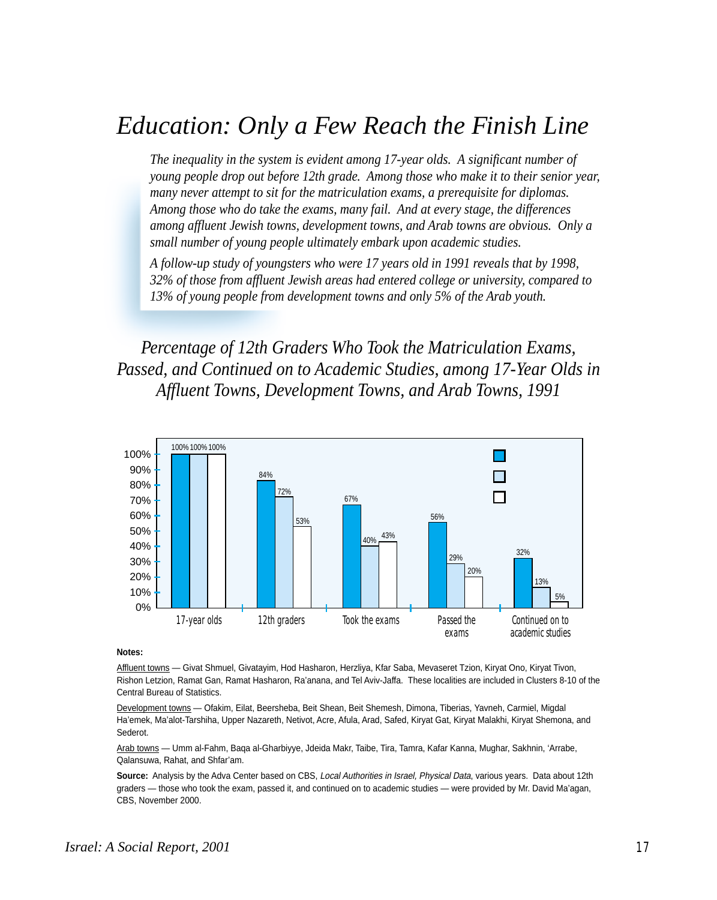# *Education: Only a Few Reach the Finish Line*

*The inequality in the system is evident among 17-year olds. A significant number of young people drop out before 12th grade. Among those who make it to their senior year, many never attempt to sit for the matriculation exams, a prerequisite for diplomas. Among those who do take the exams, many fail. And at every stage, the differences among affluent Jewish towns, development towns, and Arab towns are obvious. Only a small number of young people ultimately embark upon academic studies.*

*A follow-up study of youngsters who were 17 years old in 1991 reveals that by 1998, 32% of those from affluent Jewish areas had entered college or university, compared to 13% of young people from development towns and only 5% of the Arab youth.*

## *Percentage of 12th Graders Who Took the Matriculation Exams, Passed, and Continued on to Academic Studies, among 17-Year Olds in Affluent Towns, Development Towns, and Arab Towns, 1991*

| | 17-year olds | 12th graders | Took the exams | Passed the exams | Continued on to academic studies |
|---|---|---|---|---|---|
| Affluent towns | 100% | 84% | 67% | 56% | 32% |
| Development towns | 100% | 72% | 40% | 29% | 13% |
| Arab towns | 100% | 53% | 43% | 20% | 5% |

**Notes:**

Affluent towns — Givat Shmuel, Givatayim, Hod Hasharon, Herzliya, Kfar Saba, Mevaseret Tzion, Kiryat Ono, Kiryat Tivon, Rishon Letzion, Ramat Gan, Ramat Hasharon, Ra'anana, and Tel Aviv-Jaffa. These localities are included in Clusters 8-10 of the Central Bureau of Statistics.

Development towns — Ofakim, Eilat, Beersheba, Beit Shean, Beit Shemesh, Dimona, Tiberias, Yavneh, Carmiel, Migdal Ha'emek, Ma'alot-Tarshiha, Upper Nazareth, Netivot, Acre, Afula, Arad, Safed, Kiryat Gat, Kiryat Malakhi, Kiryat Shemona, and Sederot.

Arab towns — Umm al-Fahm, Baqa al-Gharbiyye, Jdeida Makr, Taibe, Tira, Tamra, Kafar Kanna, Mughar, Sakhnin, 'Arrabe, Qalansuwa, Rahat, and Shfar'am.

**Source:** Analysis by the Adva Center based on CBS, *Local Authorities in Israel, Physical Data*, various years. Data about 12th graders — those who took the exam, passed it, and continued on to academic studies — were provided by Mr. David Ma'agan, CBS, November 2000.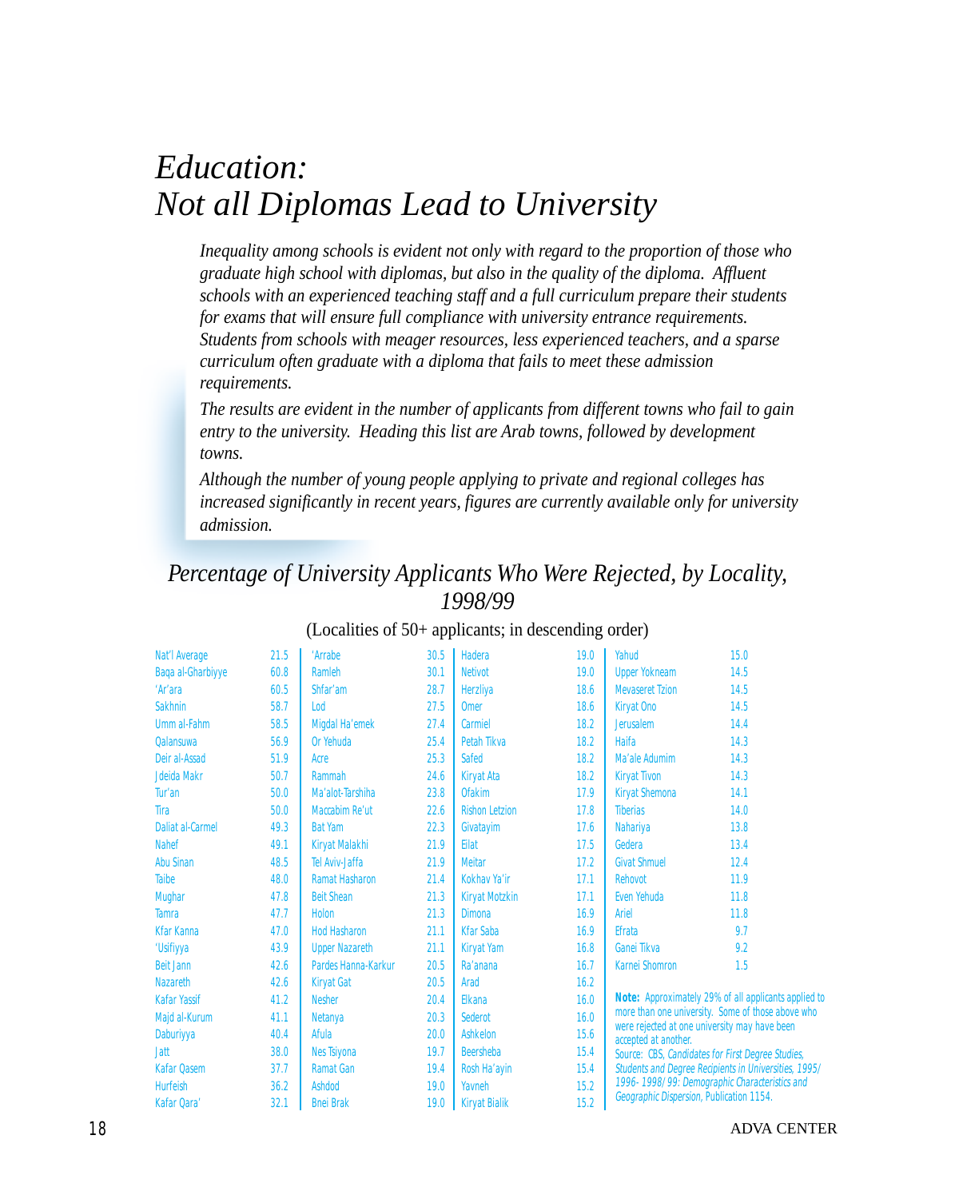# Education: Not all Diplomas Lead to University

*Inequality among schools is evident not only with regard to the proportion of those who graduate high school with diplomas, but also in the quality of the diploma. Affluent schools with an experienced teaching staff and a full curriculum prepare their students for exams that will ensure full compliance with university entrance requirements. Students from schools with meager resources, less experienced teachers, and a sparse curriculum often graduate with a diploma that fails to meet these admission requirements.*

*The results are evident in the number of applicants from different towns who fail to gain entry to the university. Heading this list are Arab towns, followed by development towns.*

*Although the number of young people applying to private and regional colleges has increased significantly in recent years, figures are currently available only for university admission.*

## Percentage of University Applicants Who Were Rejected, by Locality, 1998/99

(Localities of 50+ applicants; in descending order)

| Locality | % | Locality | % | Locality | % | Locality | % |
|---|---|---|---|---|---|---|---|
| Nat'l Average | 21.5 | 'Arrabe | 30.5 | Hadera | 19.0 | Yahud | 15.0 |
| Baqa al-Gharbiyye | 60.8 | Ramleh | 30.1 | Netivot | 19.0 | Upper Yokneam | 14.5 |
| 'Ar'ara | 60.5 | Shfar'am | 28.7 | Herzliya | 18.6 | Mevaseret Tzion | 14.5 |
| Sakhnin | 58.7 | Lod | 27.5 | Omer | 18.6 | Kiryat Ono | 14.5 |
| Umm al-Fahm | 58.5 | Migdal Ha'emek | 27.4 | Carmiel | 18.2 | Jerusalem | 14.4 |
| Qalansuwa | 56.9 | Or Yehuda | 25.4 | Petah Tikva | 18.2 | Haifa | 14.3 |
| Deir al-Assad | 51.9 | Acre | 25.3 | Safed | 18.2 | Ma'ale Adumim | 14.3 |
| Jdeida Makr | 50.7 | Rammah | 24.6 | Kiryat Ata | 18.2 | Kiryat Tivon | 14.3 |
| Tur'an | 50.0 | Ma'alot-Tarshiha | 23.8 | Ofakim | 17.9 | Kiryat Shemona | 14.1 |
| Tira | 50.0 | Maccabim Re'ut | 22.6 | Rishon Letzion | 17.8 | Tiberias | 14.0 |
| Daliat al-Carmel | 49.3 | Bat Yam | 22.3 | Givatayim | 17.6 | Nahariya | 13.8 |
| Nahef | 49.1 | Kiryat Malakhi | 21.9 | Eilat | 17.5 | Gedera | 13.4 |
| Abu Sinan | 48.5 | Tel Aviv-Jaffa | 21.9 | Meitar | 17.2 | Givat Shmuel | 12.4 |
| Taibe | 48.0 | Ramat Hasharon | 21.4 | Kokhav Ya'ir | 17.1 | Rehovot | 11.9 |
| Mughar | 47.8 | Beit Shean | 21.3 | Kiryat Motzkin | 17.1 | Even Yehuda | 11.8 |
| Tamra | 47.7 | Holon | 21.3 | Dimona | 16.9 | Ariel | 11.8 |
| Kfar Kanna | 47.0 | Hod Hasharon | 21.1 | Kfar Saba | 16.9 | Efrata | 9.7 |
| 'Usifiyya | 43.9 | Upper Nazareth | 21.1 | Kiryat Yam | 16.8 | Ganei Tikva | 9.2 |
| Beit Jann | 42.6 | Pardes Hanna-Karkur | 20.5 | Ra'anana | 16.7 | Karnei Shomron | 1.5 |
| Nazareth | 42.6 | Kiryat Gat | 20.5 | Arad | 16.2 | | |
| Kafar Yassif | 41.2 | Nesher | 20.4 | Elkana | 16.0 | | |
| Majd al-Kurum | 41.1 | Netanya | 20.3 | Sederot | 16.0 | | |
| Daburiyya | 40.4 | Afula | 20.0 | Ashkelon | 15.6 | | |
| Jatt | 38.0 | Nes Tsiyona | 19.7 | Beersheba | 15.4 | | |
| Kafar Qasem | 37.7 | Ramat Gan | 19.4 | Rosh Ha'ayin | 15.4 | | |
| Hurfeish | 36.2 | Ashdod | 19.0 | Yavneh | 15.2 | | |
| Kafar Qara' | 32.1 | Bnei Brak | 19.0 | Kiryat Bialik | 15.2 | | |

**Note:** Approximately 29% of all applicants applied to more than one university. Some of those above who were rejected at one university may have been accepted at another.

Source: CBS, *Candidates for First Degree Studies, Students and Degree Recipients in Universities, 1995/ 1996- 1998/99: Demographic Characteristics and Geographic Dispersion*, Publication 1154.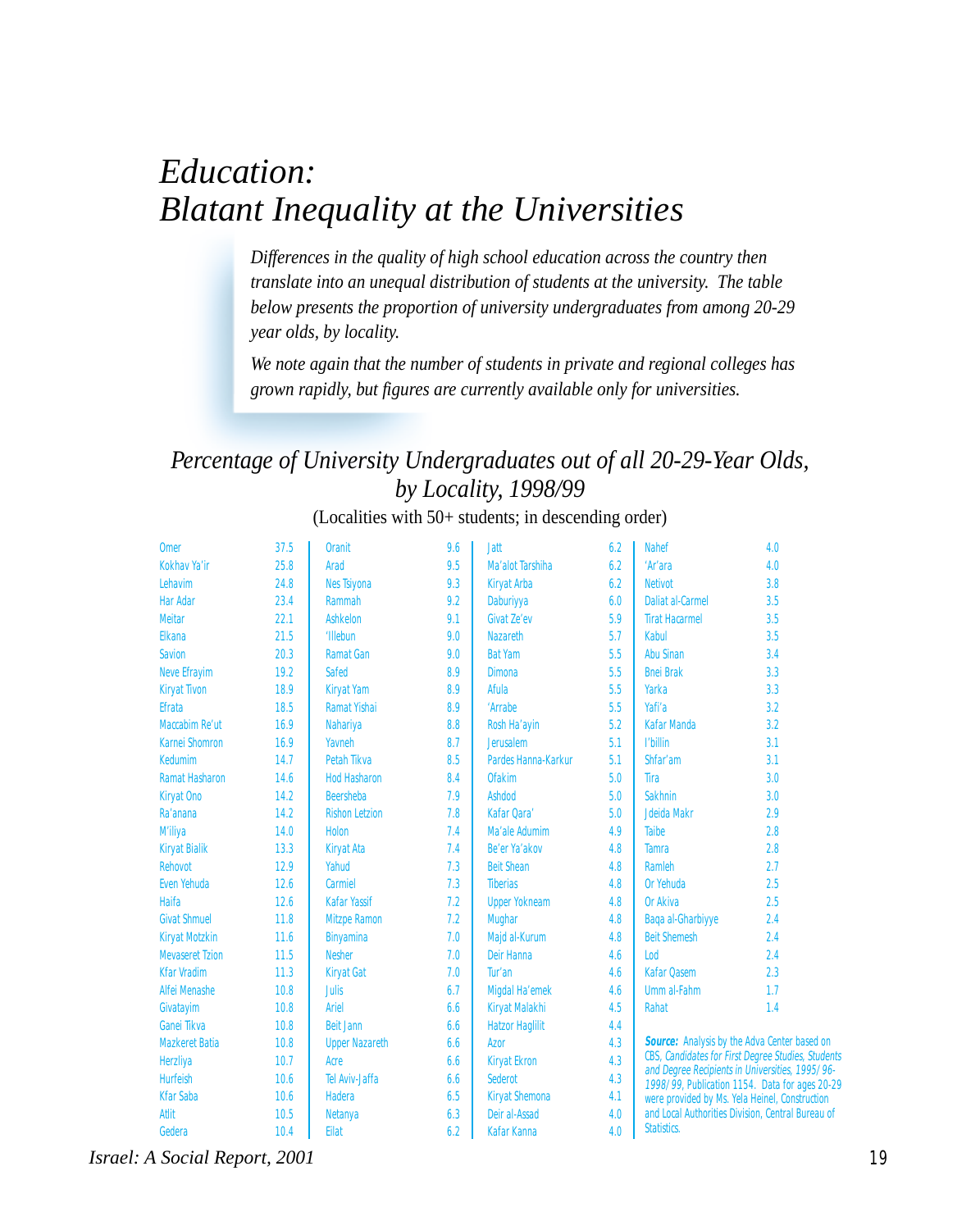# *Education: Blatant Inequality at the Universities*

*Differences in the quality of high school education across the country then translate into an unequal distribution of students at the university. The table below presents the proportion of university undergraduates from among 20-29 year olds, by locality.*

*We note again that the number of students in private and regional colleges has grown rapidly, but figures are currently available only for universities.*

## *Percentage of University Undergraduates out of all 20-29-Year Olds, by Locality, 1998/99*

(Localities with 50+ students; in descending order)

| Locality | % | Locality | % | Locality | % | Locality | % |
|---|---|---|---|---|---|---|---|
| Omer | 37.5 | Oranit | 9.6 | Jatt | 6.2 | Nahef | 4.0 |
| Kokhav Ya'ir | 25.8 | Arad | 9.5 | Ma'alot Tarshiha | 6.2 | 'Ar'ara | 4.0 |
| Lehavim | 24.8 | Nes Tsiyona | 9.3 | Kiryat Arba | 6.2 | Netivot | 3.8 |
| Har Adar | 23.4 | Rammah | 9.2 | Daburiyya | 6.0 | Daliat al-Carmel | 3.5 |
| Meitar | 22.1 | Ashkelon | 9.1 | Givat Ze'ev | 5.9 | Tirat Hacarmel | 3.5 |
| Elkana | 21.5 | 'Illebun | 9.0 | Nazareth | 5.7 | Kabul | 3.5 |
| Savion | 20.3 | Ramat Gan | 9.0 | Bat Yam | 5.5 | Abu Sinan | 3.4 |
| Neve Efrayim | 19.2 | Safed | 8.9 | Dimona | 5.5 | Bnei Brak | 3.3 |
| Kiryat Tivon | 18.9 | Kiryat Yam | 8.9 | Afula | 5.5 | Yarka | 3.3 |
| Efrata | 18.5 | Ramat Yishai | 8.9 | 'Arrabe | 5.5 | Yafi'a | 3.2 |
| Maccabim Re'ut | 16.9 | Nahariya | 8.8 | Rosh Ha'ayin | 5.2 | Kafar Manda | 3.2 |
| Karnei Shomron | 16.9 | Yavneh | 8.7 | Jerusalem | 5.1 | I'billin | 3.1 |
| Kedumim | 14.7 | Petah Tikva | 8.5 | Pardes Hanna-Karkur | 5.1 | Shfar'am | 3.1 |
| Ramat Hasharon | 14.6 | Hod Hasharon | 8.4 | Ofakim | 5.0 | Tira | 3.0 |
| Kiryat Ono | 14.2 | Beersheba | 7.9 | Ashdod | 5.0 | Sakhnin | 3.0 |
| Ra'anana | 14.2 | Rishon Letzion | 7.8 | Kafar Qara' | 5.0 | Jdeida Makr | 2.9 |
| M'iliya | 14.0 | Holon | 7.4 | Ma'ale Adumim | 4.9 | Taibe | 2.8 |
| Kiryat Bialik | 13.3 | Kiryat Ata | 7.4 | Be'er Ya'akov | 4.8 | Tamra | 2.8 |
| Rehovot | 12.9 | Yahud | 7.3 | Beit Shean | 4.8 | Ramleh | 2.7 |
| Even Yehuda | 12.6 | Carmiel | 7.3 | Tiberias | 4.8 | Or Yehuda | 2.5 |
| Haifa | 12.6 | Kafar Yassif | 7.2 | Upper Yokneam | 4.8 | Or Akiva | 2.5 |
| Givat Shmuel | 11.8 | Mitzpe Ramon | 7.2 | Mughar | 4.8 | Baqa al-Gharbiyye | 2.4 |
| Kiryat Motzkin | 11.6 | Binyamina | 7.0 | Majd al-Kurum | 4.8 | Beit Shemesh | 2.4 |
| Mevaseret Tzion | 11.5 | Nesher | 7.0 | Deir Hanna | 4.6 | Lod | 2.4 |
| Kfar Vradim | 11.3 | Kiryat Gat | 7.0 | Tur'an | 4.6 | Kafar Qasem | 2.3 |
| Alfei Menashe | 10.8 | Julis | 6.7 | Migdal Ha'emek | 4.6 | Umm al-Fahm | 1.7 |
| Givatayim | 10.8 | Ariel | 6.6 | Kiryat Malakhi | 4.5 | Rahat | 1.4 |
| Ganei Tikva | 10.8 | Beit Jann | 6.6 | Hatzor Haglilit | 4.4 | | |
| Mazkeret Batia | 10.8 | Upper Nazareth | 6.6 | Azor | 4.3 | | |
| Herzliya | 10.7 | Acre | 6.6 | Kiryat Ekron | 4.3 | | |
| Hurfeish | 10.6 | Tel Aviv-Jaffa | 6.6 | Sederot | 4.3 | | |
| Kfar Saba | 10.6 | Hadera | 6.5 | Kiryat Shemona | 4.1 | | |
| Atlit | 10.5 | Netanya | 6.3 | Deir al-Assad | 4.0 | | |
| Gedera | 10.4 | Eilat | 6.2 | Kafar Kanna | 4.0 | | |

***Source:*** Analysis by the Adva Center based on CBS, *Candidates for First Degree Studies, Students and Degree Recipients in Universities, 1995/96-1998/99*, Publication 1154. Data for ages 20-29 were provided by Ms. Yela Heinel, Construction and Local Authorities Division, Central Bureau of Statistics.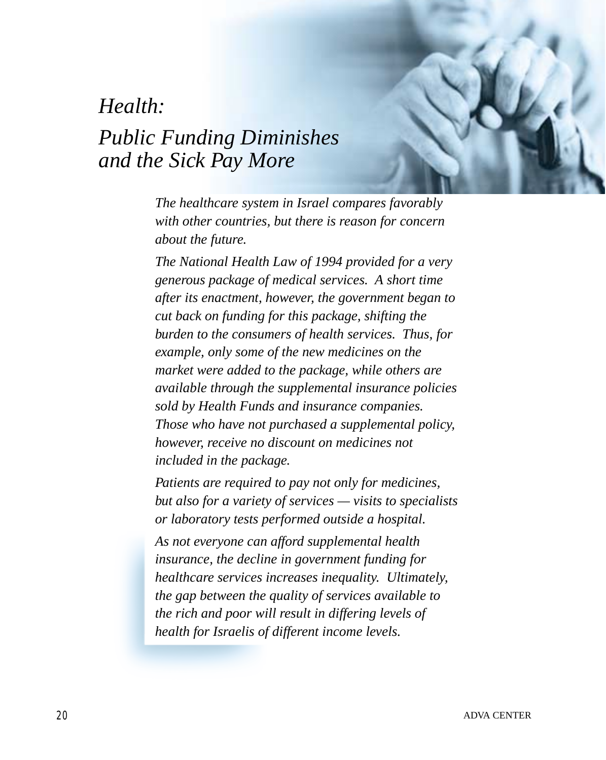# *Health:*
# *Public Funding Diminishes and the Sick Pay More*

*The healthcare system in Israel compares favorably with other countries, but there is reason for concern about the future.*

*The National Health Law of 1994 provided for a very generous package of medical services. A short time after its enactment, however, the government began to cut back on funding for this package, shifting the burden to the consumers of health services. Thus, for example, only some of the new medicines on the market were added to the package, while others are available through the supplemental insurance policies sold by Health Funds and insurance companies. Those who have not purchased a supplemental policy, however, receive no discount on medicines not included in the package.*

*Patients are required to pay not only for medicines, but also for a variety of services — visits to specialists or laboratory tests performed outside a hospital.*

*As not everyone can afford supplemental health insurance, the decline in government funding for healthcare services increases inequality. Ultimately, the gap between the quality of services available to the rich and poor will result in differing levels of health for Israelis of different income levels.*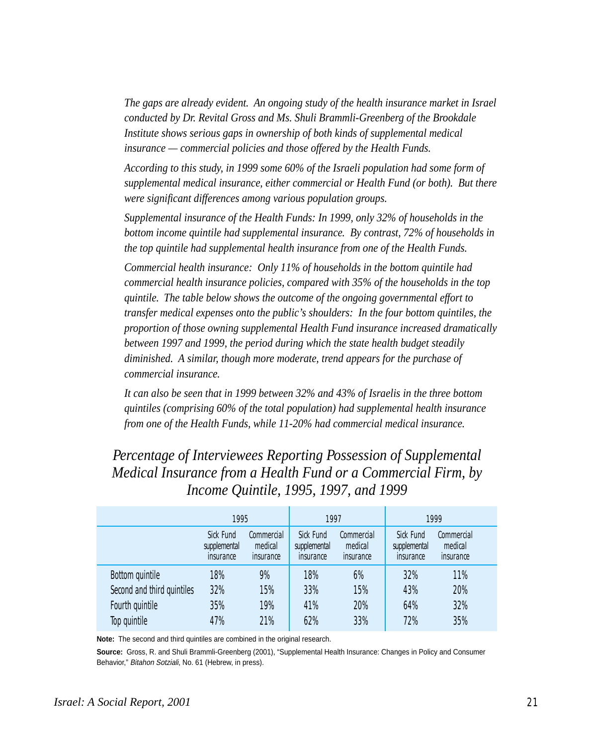*The gaps are already evident. An ongoing study of the health insurance market in Israel conducted by Dr. Revital Gross and Ms. Shuli Brammli-Greenberg of the Brookdale Institute shows serious gaps in ownership of both kinds of supplemental medical insurance — commercial policies and those offered by the Health Funds.*

*According to this study, in 1999 some 60% of the Israeli population had some form of supplemental medical insurance, either commercial or Health Fund (or both). But there were significant differences among various population groups.*

*Supplemental insurance of the Health Funds: In 1999, only 32% of households in the bottom income quintile had supplemental insurance. By contrast, 72% of households in the top quintile had supplemental health insurance from one of the Health Funds.*

*Commercial health insurance: Only 11% of households in the bottom quintile had commercial health insurance policies, compared with 35% of the households in the top quintile. The table below shows the outcome of the ongoing governmental effort to transfer medical expenses onto the public's shoulders: In the four bottom quintiles, the proportion of those owning supplemental Health Fund insurance increased dramatically between 1997 and 1999, the period during which the state health budget steadily diminished. A similar, though more moderate, trend appears for the purchase of commercial insurance.*

*It can also be seen that in 1999 between 32% and 43% of Israelis in the three bottom quintiles (comprising 60% of the total population) had supplemental health insurance from one of the Health Funds, while 11-20% had commercial medical insurance.*

## *Percentage of Interviewees Reporting Possession of Supplemental Medical Insurance from a Health Fund or a Commercial Firm, by Income Quintile, 1995, 1997, and 1999*

| | 1995 | | 1997 | | 1999 | |
|---|---|---|---|---|---|---|
| | Sick Fund supplemental insurance | Commercial medical insurance | Sick Fund supplemental insurance | Commercial medical insurance | Sick Fund supplemental insurance | Commercial medical insurance |
| Bottom quintile | 18% | 9% | 18% | 6% | 32% | 11% |
| Second and third quintiles | 32% | 15% | 33% | 15% | 43% | 20% |
| Fourth quintile | 35% | 19% | 41% | 20% | 64% | 32% |
| Top quintile | 47% | 21% | 62% | 33% | 72% | 35% |

**Note:** The second and third quintiles are combined in the original research.

**Source:** Gross, R. and Shuli Brammli-Greenberg (2001), "Supplemental Health Insurance: Changes in Policy and Consumer Behavior," *Bitahon Sotziali*, No. 61 (Hebrew, in press).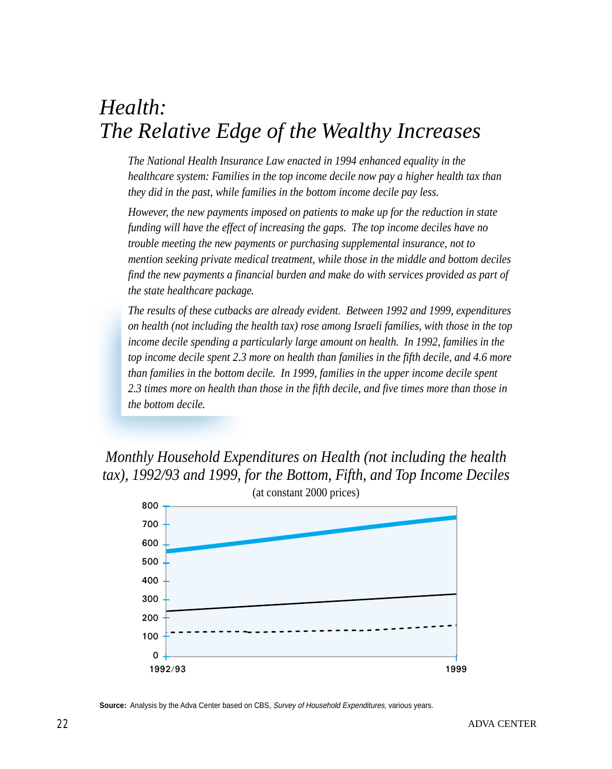# *Health: The Relative Edge of the Wealthy Increases*

*The National Health Insurance Law enacted in 1994 enhanced equality in the healthcare system: Families in the top income decile now pay a higher health tax than they did in the past, while families in the bottom income decile pay less.*

*However, the new payments imposed on patients to make up for the reduction in state funding will have the effect of increasing the gaps. The top income deciles have no trouble meeting the new payments or purchasing supplemental insurance, not to mention seeking private medical treatment, while those in the middle and bottom deciles find the new payments a financial burden and make do with services provided as part of the state healthcare package.*

*The results of these cutbacks are already evident. Between 1992 and 1999, expenditures on health (not including the health tax) rose among Israeli families, with those in the top income decile spending a particularly large amount on health. In 1992, families in the top income decile spent 2.3 more on health than families in the fifth decile, and 4.6 more than families in the bottom decile. In 1999, families in the upper income decile spent 2.3 times more on health than those in the fifth decile, and five times more than those in the bottom decile.*

## *Monthly Household Expenditures on Health (not including the health tax), 1992/93 and 1999, for the Bottom, Fifth, and Top Income Deciles*

(at constant 2000 prices)

**Source:** Analysis by the Adva Center based on CBS, *Survey of Household Expenditures*, various years.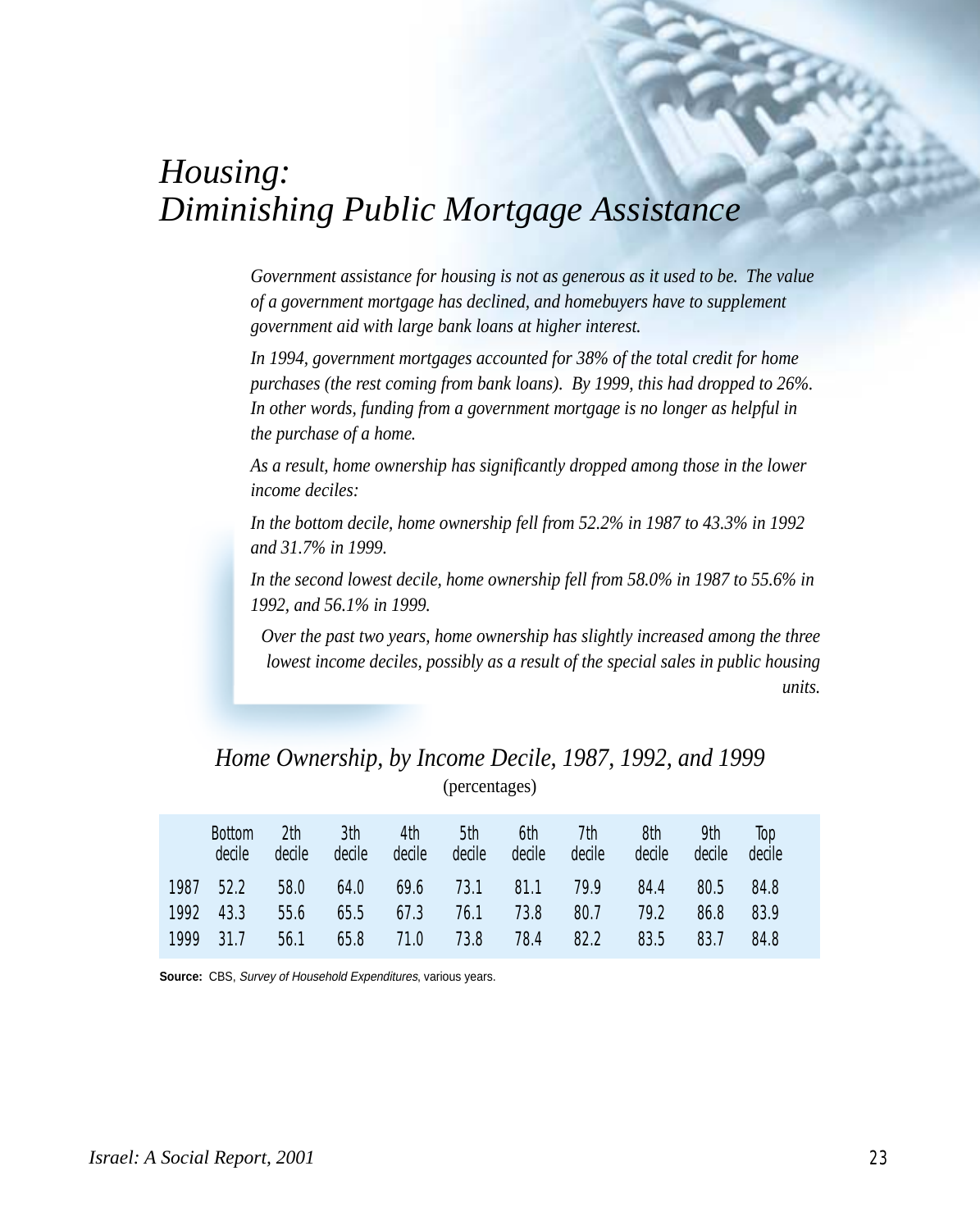# *Housing: Diminishing Public Mortgage Assistance*

*Government assistance for housing is not as generous as it used to be. The value of a government mortgage has declined, and homebuyers have to supplement government aid with large bank loans at higher interest.*

*In 1994, government mortgages accounted for 38% of the total credit for home purchases (the rest coming from bank loans). By 1999, this had dropped to 26%. In other words, funding from a government mortgage is no longer as helpful in the purchase of a home.*

*As a result, home ownership has significantly dropped among those in the lower income deciles:*

*In the bottom decile, home ownership fell from 52.2% in 1987 to 43.3% in 1992 and 31.7% in 1999.*

*In the second lowest decile, home ownership fell from 58.0% in 1987 to 55.6% in 1992, and 56.1% in 1999.*

*Over the past two years, home ownership has slightly increased among the three lowest income deciles, possibly as a result of the special sales in public housing units.*

## *Home Ownership, by Income Decile, 1987, 1992, and 1999*

(percentages)

| | Bottom decile | 2th decile | 3th decile | 4th decile | 5th decile | 6th decile | 7th decile | 8th decile | 9th decile | Top decile |
|---|---|---|---|---|---|---|---|---|---|---|
| 1987 | 52.2 | 58.0 | 64.0 | 69.6 | 73.1 | 81.1 | 79.9 | 84.4 | 80.5 | 84.8 |
| 1992 | 43.3 | 55.6 | 65.5 | 67.3 | 76.1 | 73.8 | 80.7 | 79.2 | 86.8 | 83.9 |
| 1999 | 31.7 | 56.1 | 65.8 | 71.0 | 73.8 | 78.4 | 82.2 | 83.5 | 83.7 | 84.8 |

**Source:** CBS, *Survey of Household Expenditures*, various years.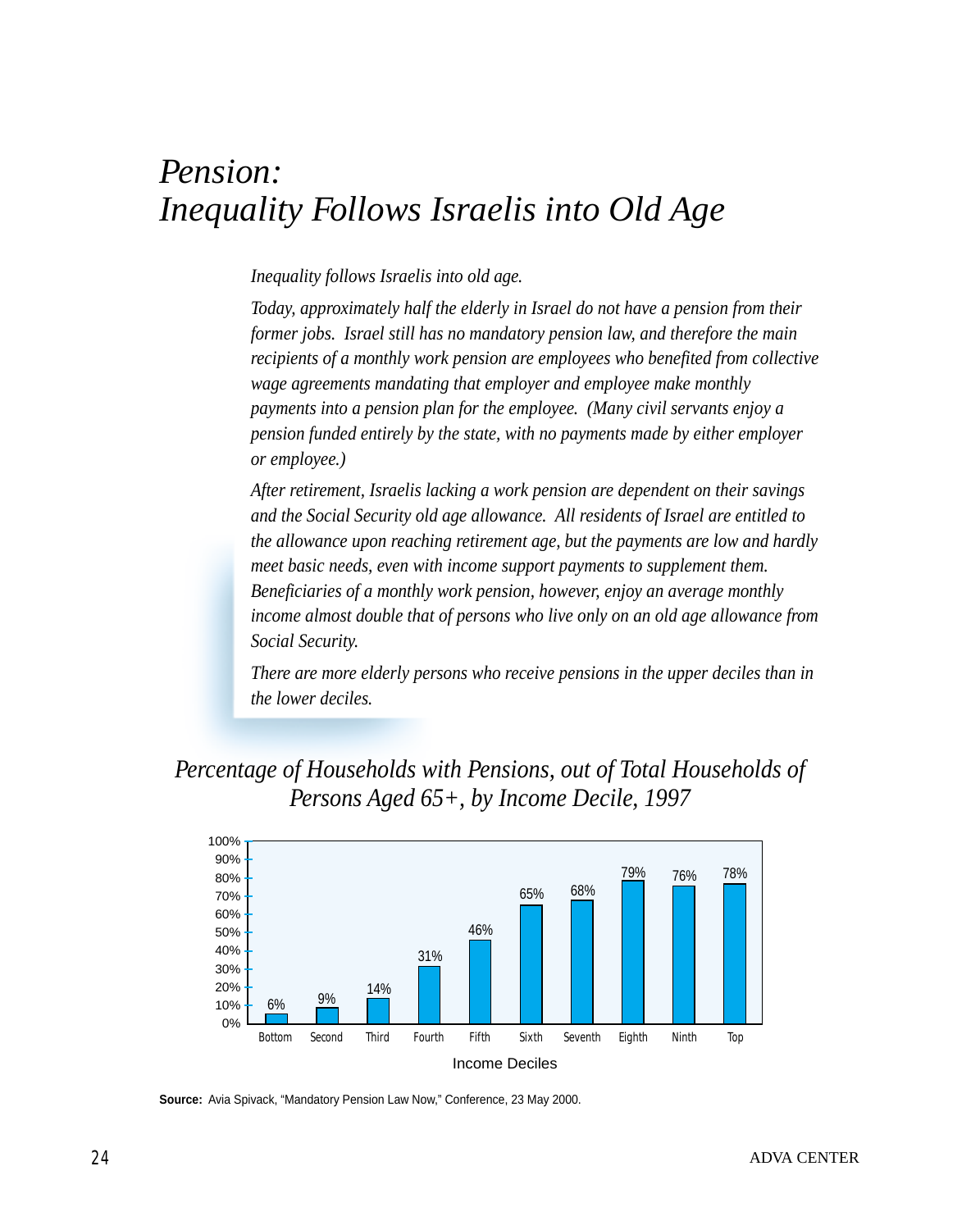# *Pension: Inequality Follows Israelis into Old Age*

*Inequality follows Israelis into old age.*

*Today, approximately half the elderly in Israel do not have a pension from their former jobs. Israel still has no mandatory pension law, and therefore the main recipients of a monthly work pension are employees who benefited from collective wage agreements mandating that employer and employee make monthly payments into a pension plan for the employee. (Many civil servants enjoy a pension funded entirely by the state, with no payments made by either employer or employee.)*

*After retirement, Israelis lacking a work pension are dependent on their savings and the Social Security old age allowance. All residents of Israel are entitled to the allowance upon reaching retirement age, but the payments are low and hardly meet basic needs, even with income support payments to supplement them. Beneficiaries of a monthly work pension, however, enjoy an average monthly income almost double that of persons who live only on an old age allowance from Social Security.*

*There are more elderly persons who receive pensions in the upper deciles than in the lower deciles.*

## *Percentage of Households with Pensions, out of Total Households of Persons Aged 65+, by Income Decile, 1997*

| Income Deciles | Percentage |
|---|---|
| Bottom | 6% |
| Second | 9% |
| Third | 14% |
| Fourth | 31% |
| Fifth | 46% |
| Sixth | 65% |
| Seventh | 68% |
| Eighth | 79% |
| Ninth | 76% |
| Top | 78% |

**Source:** Avia Spivack, "Mandatory Pension Law Now," Conference, 23 May 2000.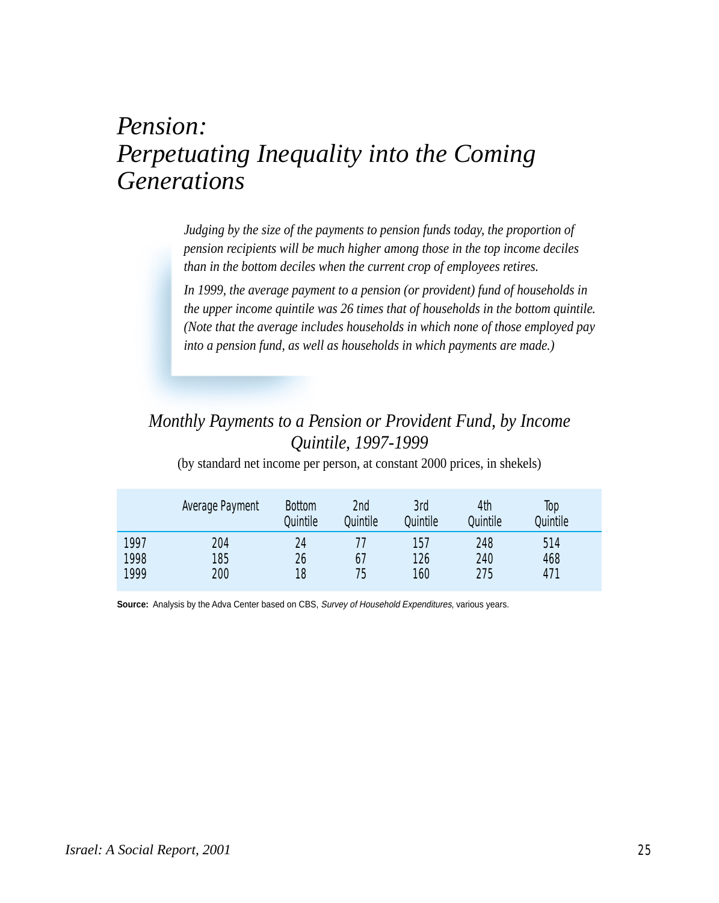# *Pension: Perpetuating Inequality into the Coming Generations*

*Judging by the size of the payments to pension funds today, the proportion of pension recipients will be much higher among those in the top income deciles than in the bottom deciles when the current crop of employees retires.*

*In 1999, the average payment to a pension (or provident) fund of households in the upper income quintile was 26 times that of households in the bottom quintile. (Note that the average includes households in which none of those employed pay into a pension fund, as well as households in which payments are made.)*

### *Monthly Payments to a Pension or Provident Fund, by Income Quintile, 1997-1999*

(by standard net income per person, at constant 2000 prices, in shekels)

| | Average Payment | Bottom Quintile | 2nd Quintile | 3rd Quintile | 4th Quintile | Top Quintile |
|---|---|---|---|---|---|---|
| 1997 | 204 | 24 | 77 | 157 | 248 | 514 |
| 1998 | 185 | 26 | 67 | 126 | 240 | 468 |
| 1999 | 200 | 18 | 75 | 160 | 275 | 471 |

**Source:** Analysis by the Adva Center based on CBS, *Survey of Household Expenditures*, various years.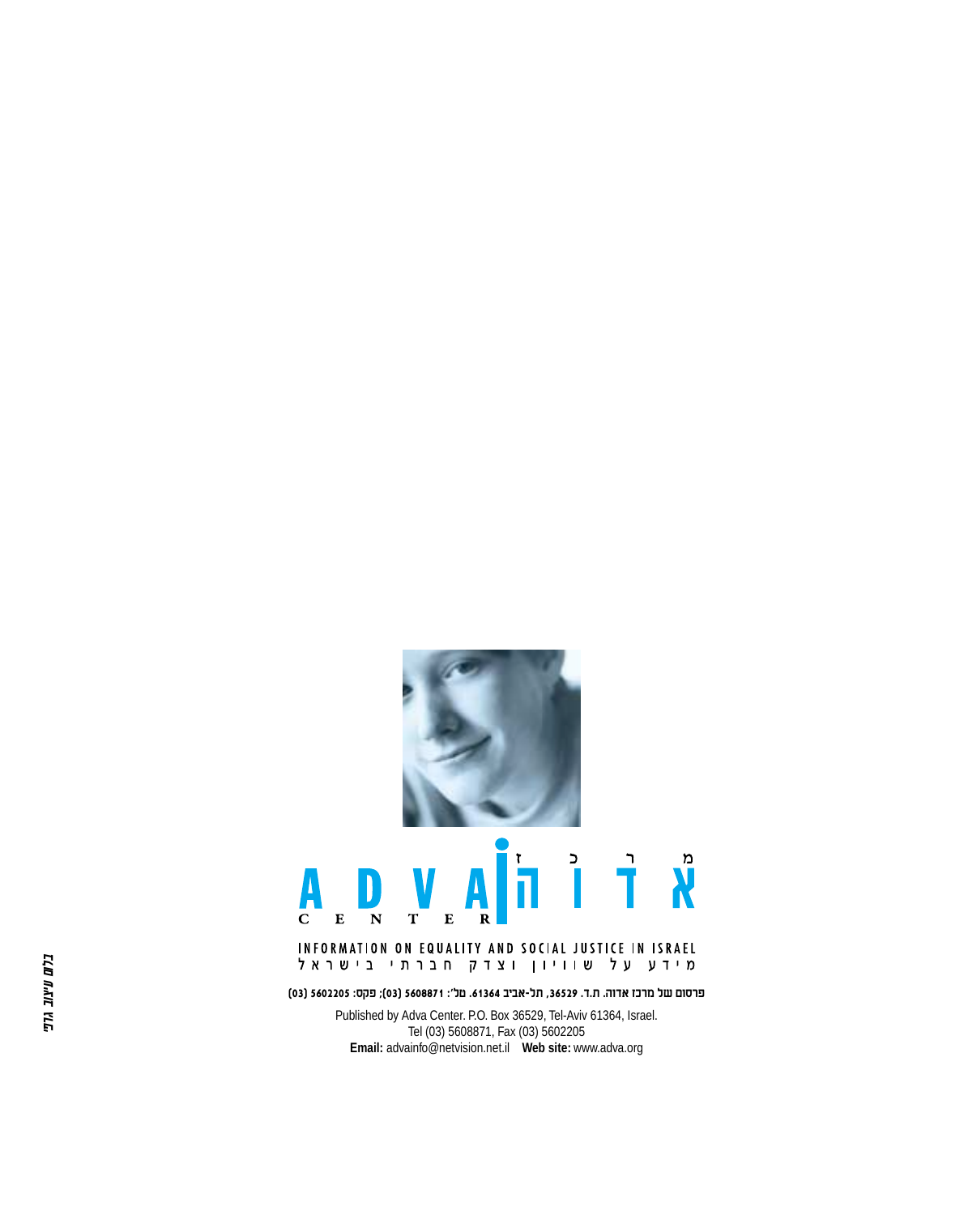מרכז אדוה

ADVA CENTER

INFORMATION ON EQUALITY AND SOCIAL JUSTICE IN ISRAEL

מידע על שוויון וצדק חברתי בישראל

פרסום של מרכז אדוה. ת.ד. 36529, תל-אביב 61364. טל': 5608871 (03); פקס: 5602205 (03)

Published by Adva Center. P.O. Box 36529, Tel-Aviv 61364, Israel.
Tel (03) 5608871, Fax (03) 5602205
**Email:** advainfo@netvision.net.il **Web site:** www.adva.org

*בלום עיצוב גרפי*